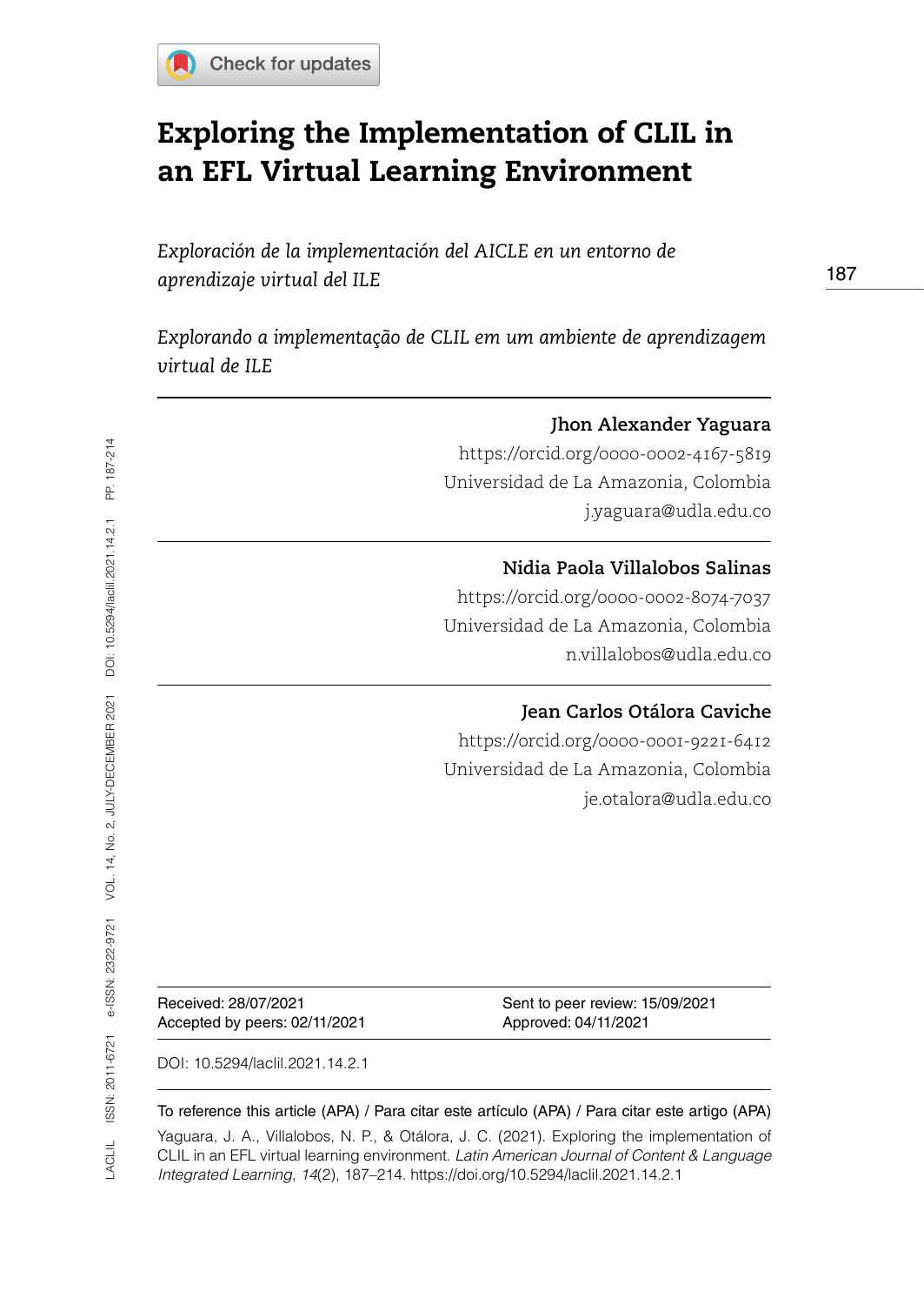# Exploring the Implementation of CLIL in an EFL Virtual Learning Environment

*Exploración de la implementación del AICLE en un entorno de aprendizaje virtual del ILE*

*Explorando a implementação de CLIL em um ambiente de aprendizagem virtual de ILE*

---

**Jhon Alexander Yaguara**
https://orcid.org/0000-0002-4167-5819
Universidad de La Amazonia, Colombia
j.yaguara@udla.edu.co

---

**Nidia Paola Villalobos Salinas**
https://orcid.org/0000-0002-8074-7037
Universidad de La Amazonia, Colombia
n.villalobos@udla.edu.co

---

**Jean Carlos Otálora Caviche**
https://orcid.org/0000-0001-9221-6412
Universidad de La Amazonia, Colombia
je.otalora@udla.edu.co

---

Received: 28/07/2021
Accepted by peers: 02/11/2021
Sent to peer review: 15/09/2021
Approved: 04/11/2021

DOI: 10.5294/laclil.2021.14.2.1

To reference this article (APA) / Para citar este artículo (APA) / Para citar este artigo (APA)

Yaguara, J. A., Villalobos, N. P., & Otálora, J. C. (2021). Exploring the implementation of CLIL in an EFL virtual learning environment. *Latin American Journal of Content & Language Integrated Learning*, *14*(2), 187–214. https://doi.org/10.5294/laclil.2021.14.2.1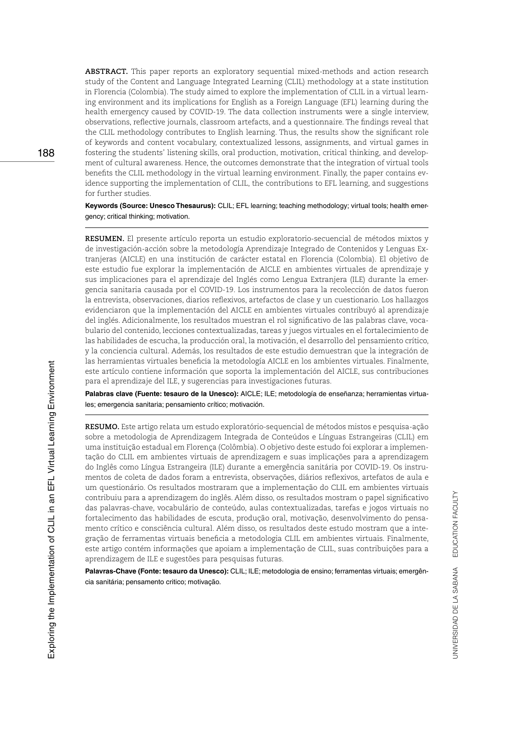**ABSTRACT.** This paper reports an exploratory sequential mixed-methods and action research study of the Content and Language Integrated Learning (CLIL) methodology at a state institution in Florencia (Colombia). The study aimed to explore the implementation of CLIL in a virtual learning environment and its implications for English as a Foreign Language (EFL) learning during the health emergency caused by COVID-19. The data collection instruments were a single interview, observations, reflective journals, classroom artefacts, and a questionnaire. The findings reveal that the CLIL methodology contributes to English learning. Thus, the results show the significant role of keywords and content vocabulary, contextualized lessons, assignments, and virtual games in fostering the students' listening skills, oral production, motivation, critical thinking, and development of cultural awareness. Hence, the outcomes demonstrate that the integration of virtual tools benefits the CLIL methodology in the virtual learning environment. Finally, the paper contains evidence supporting the implementation of CLIL, the contributions to EFL learning, and suggestions for further studies.

**Keywords (Source: Unesco Thesaurus):** CLIL; EFL learning; teaching methodology; virtual tools; health emergency; critical thinking; motivation.

---

**RESUMEN.** El presente artículo reporta un estudio exploratorio-secuencial de métodos mixtos y de investigación-acción sobre la metodología Aprendizaje Integrado de Contenidos y Lenguas Extranjeras (AICLE) en una institución de carácter estatal en Florencia (Colombia). El objetivo de este estudio fue explorar la implementación de AICLE en ambientes virtuales de aprendizaje y sus implicaciones para el aprendizaje del Inglés como Lengua Extranjera (ILE) durante la emergencia sanitaria causada por el COVID-19. Los instrumentos para la recolección de datos fueron la entrevista, observaciones, diarios reflexivos, artefactos de clase y un cuestionario. Los hallazgos evidenciaron que la implementación del AICLE en ambientes virtuales contribuyó al aprendizaje del inglés. Adicionalmente, los resultados muestran el rol significativo de las palabras clave, vocabulario del contenido, lecciones contextualizadas, tareas y juegos virtuales en el fortalecimiento de las habilidades de escucha, la producción oral, la motivación, el desarrollo del pensamiento crítico, y la conciencia cultural. Además, los resultados de este estudio demuestran que la integración de las herramientas virtuales beneficia la metodología AICLE en los ambientes virtuales. Finalmente, este artículo contiene información que soporta la implementación del AICLE, sus contribuciones para el aprendizaje del ILE, y sugerencias para investigaciones futuras.

**Palabras clave (Fuente: tesauro de la Unesco):** AICLE; ILE; metodología de enseñanza; herramientas virtuales; emergencia sanitaria; pensamiento crítico; motivación.

---

**RESUMO.** Este artigo relata um estudo exploratório-sequencial de métodos mistos e pesquisa-ação sobre a metodologia de Aprendizagem Integrada de Conteúdos e Línguas Estrangeiras (CLIL) em uma instituição estadual em Florença (Colômbia). O objetivo deste estudo foi explorar a implementação do CLIL em ambientes virtuais de aprendizagem e suas implicações para a aprendizagem do Inglês como Língua Estrangeira (ILE) durante a emergência sanitária por COVID-19. Os instrumentos de coleta de dados foram a entrevista, observações, diários reflexivos, artefatos de aula e um questionário. Os resultados mostraram que a implementação do CLIL em ambientes virtuais contribuiu para a aprendizagem do inglês. Além disso, os resultados mostram o papel significativo das palavras-chave, vocabulário de conteúdo, aulas contextualizadas, tarefas e jogos virtuais no fortalecimento das habilidades de escuta, produção oral, motivação, desenvolvimento do pensamento crítico e consciência cultural. Além disso, os resultados deste estudo mostram que a integração de ferramentas virtuais beneficia a metodologia CLIL em ambientes virtuais. Finalmente, este artigo contém informações que apoiam a implementação de CLIL, suas contribuições para a aprendizagem de ILE e sugestões para pesquisas futuras.

**Palavras-Chave (Fonte: tesauro da Unesco):** CLIL; ILE; metodologia de ensino; ferramentas virtuais; emergência sanitária; pensamento critico; motivação.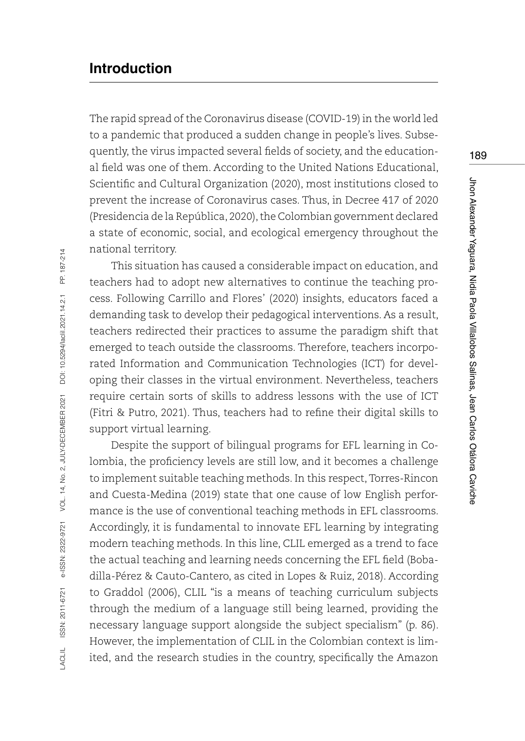## Introduction

The rapid spread of the Coronavirus disease (COVID-19) in the world led to a pandemic that produced a sudden change in people's lives. Subsequently, the virus impacted several fields of society, and the educational field was one of them. According to the United Nations Educational, Scientific and Cultural Organization (2020), most institutions closed to prevent the increase of Coronavirus cases. Thus, in Decree 417 of 2020 (Presidencia de la República, 2020), the Colombian government declared a state of economic, social, and ecological emergency throughout the national territory.

This situation has caused a considerable impact on education, and teachers had to adopt new alternatives to continue the teaching process. Following Carrillo and Flores' (2020) insights, educators faced a demanding task to develop their pedagogical interventions. As a result, teachers redirected their practices to assume the paradigm shift that emerged to teach outside the classrooms. Therefore, teachers incorporated Information and Communication Technologies (ICT) for developing their classes in the virtual environment. Nevertheless, teachers require certain sorts of skills to address lessons with the use of ICT (Fitri & Putro, 2021). Thus, teachers had to refine their digital skills to support virtual learning.

Despite the support of bilingual programs for EFL learning in Colombia, the proficiency levels are still low, and it becomes a challenge to implement suitable teaching methods. In this respect, Torres-Rincon and Cuesta-Medina (2019) state that one cause of low English performance is the use of conventional teaching methods in EFL classrooms. Accordingly, it is fundamental to innovate EFL learning by integrating modern teaching methods. In this line, CLIL emerged as a trend to face the actual teaching and learning needs concerning the EFL field (Bobadilla-Pérez & Cauto-Cantero, as cited in Lopes & Ruiz, 2018). According to Graddol (2006), CLIL "is a means of teaching curriculum subjects through the medium of a language still being learned, providing the necessary language support alongside the subject specialism" (p. 86). However, the implementation of CLIL in the Colombian context is limited, and the research studies in the country, specifically the Amazon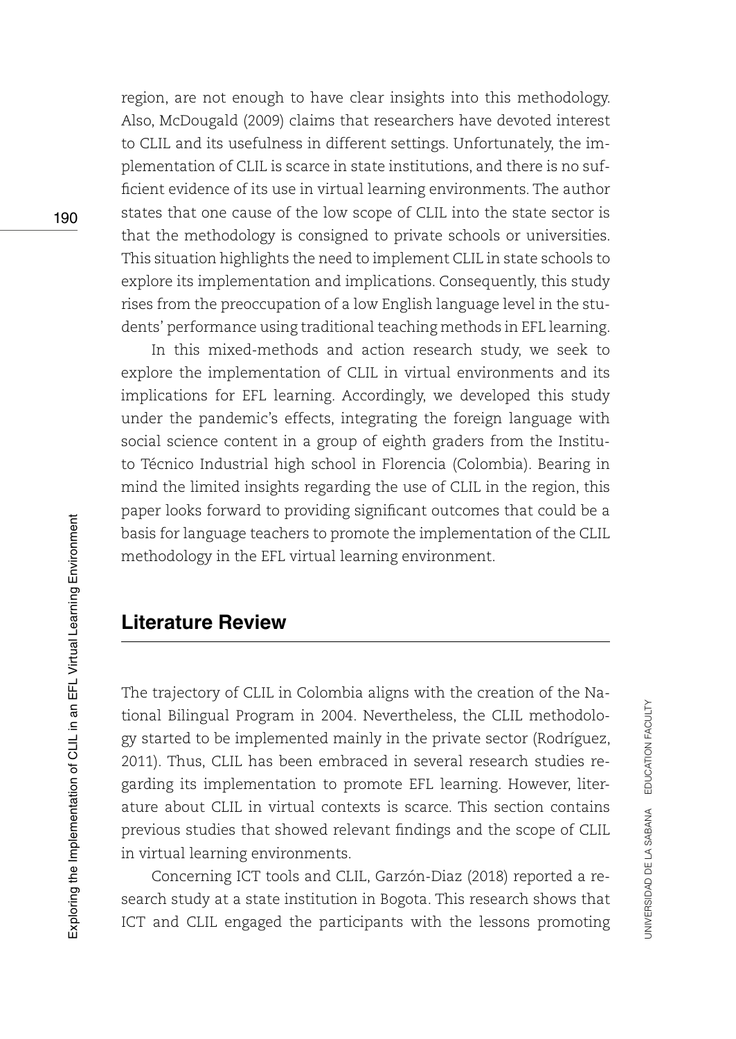region, are not enough to have clear insights into this methodology. Also, McDougald (2009) claims that researchers have devoted interest to CLIL and its usefulness in different settings. Unfortunately, the implementation of CLIL is scarce in state institutions, and there is no sufficient evidence of its use in virtual learning environments. The author states that one cause of the low scope of CLIL into the state sector is that the methodology is consigned to private schools or universities. This situation highlights the need to implement CLIL in state schools to explore its implementation and implications. Consequently, this study rises from the preoccupation of a low English language level in the students' performance using traditional teaching methods in EFL learning.

In this mixed-methods and action research study, we seek to explore the implementation of CLIL in virtual environments and its implications for EFL learning. Accordingly, we developed this study under the pandemic's effects, integrating the foreign language with social science content in a group of eighth graders from the Instituto Técnico Industrial high school in Florencia (Colombia). Bearing in mind the limited insights regarding the use of CLIL in the region, this paper looks forward to providing significant outcomes that could be a basis for language teachers to promote the implementation of the CLIL methodology in the EFL virtual learning environment.

## Literature Review

The trajectory of CLIL in Colombia aligns with the creation of the National Bilingual Program in 2004. Nevertheless, the CLIL methodology started to be implemented mainly in the private sector (Rodríguez, 2011). Thus, CLIL has been embraced in several research studies regarding its implementation to promote EFL learning. However, literature about CLIL in virtual contexts is scarce. This section contains previous studies that showed relevant findings and the scope of CLIL in virtual learning environments.

Concerning ICT tools and CLIL, Garzón-Diaz (2018) reported a research study at a state institution in Bogota. This research shows that ICT and CLIL engaged the participants with the lessons promoting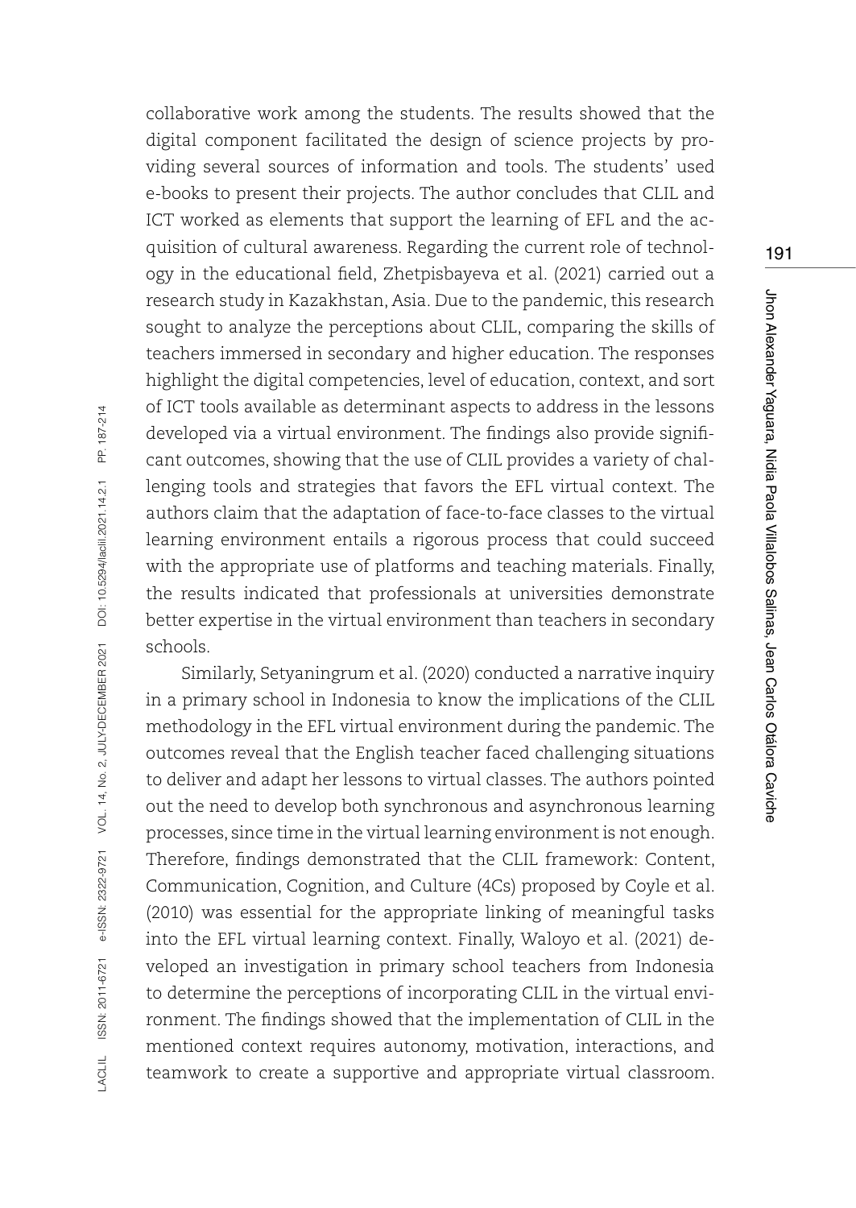collaborative work among the students. The results showed that the digital component facilitated the design of science projects by providing several sources of information and tools. The students' used e-books to present their projects. The author concludes that CLIL and ICT worked as elements that support the learning of EFL and the acquisition of cultural awareness. Regarding the current role of technology in the educational field, Zhetpisbayeva et al. (2021) carried out a research study in Kazakhstan, Asia. Due to the pandemic, this research sought to analyze the perceptions about CLIL, comparing the skills of teachers immersed in secondary and higher education. The responses highlight the digital competencies, level of education, context, and sort of ICT tools available as determinant aspects to address in the lessons developed via a virtual environment. The findings also provide significant outcomes, showing that the use of CLIL provides a variety of challenging tools and strategies that favors the EFL virtual context. The authors claim that the adaptation of face-to-face classes to the virtual learning environment entails a rigorous process that could succeed with the appropriate use of platforms and teaching materials. Finally, the results indicated that professionals at universities demonstrate better expertise in the virtual environment than teachers in secondary schools.

Similarly, Setyaningrum et al. (2020) conducted a narrative inquiry in a primary school in Indonesia to know the implications of the CLIL methodology in the EFL virtual environment during the pandemic. The outcomes reveal that the English teacher faced challenging situations to deliver and adapt her lessons to virtual classes. The authors pointed out the need to develop both synchronous and asynchronous learning processes, since time in the virtual learning environment is not enough. Therefore, findings demonstrated that the CLIL framework: Content, Communication, Cognition, and Culture (4Cs) proposed by Coyle et al. (2010) was essential for the appropriate linking of meaningful tasks into the EFL virtual learning context. Finally, Waloyo et al. (2021) developed an investigation in primary school teachers from Indonesia to determine the perceptions of incorporating CLIL in the virtual environment. The findings showed that the implementation of CLIL in the mentioned context requires autonomy, motivation, interactions, and teamwork to create a supportive and appropriate virtual classroom.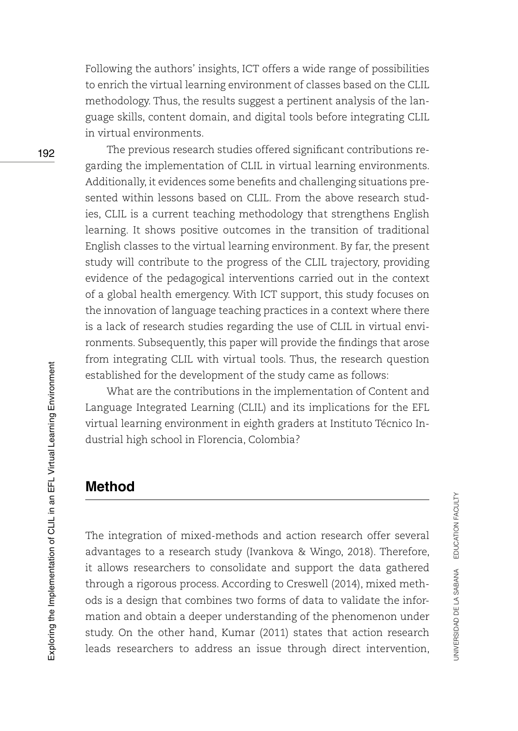Following the authors' insights, ICT offers a wide range of possibilities to enrich the virtual learning environment of classes based on the CLIL methodology. Thus, the results suggest a pertinent analysis of the language skills, content domain, and digital tools before integrating CLIL in virtual environments.

The previous research studies offered significant contributions regarding the implementation of CLIL in virtual learning environments. Additionally, it evidences some benefits and challenging situations presented within lessons based on CLIL. From the above research studies, CLIL is a current teaching methodology that strengthens English learning. It shows positive outcomes in the transition of traditional English classes to the virtual learning environment. By far, the present study will contribute to the progress of the CLIL trajectory, providing evidence of the pedagogical interventions carried out in the context of a global health emergency. With ICT support, this study focuses on the innovation of language teaching practices in a context where there is a lack of research studies regarding the use of CLIL in virtual environments. Subsequently, this paper will provide the findings that arose from integrating CLIL with virtual tools. Thus, the research question established for the development of the study came as follows:

What are the contributions in the implementation of Content and Language Integrated Learning (CLIL) and its implications for the EFL virtual learning environment in eighth graders at Instituto Técnico Industrial high school in Florencia, Colombia?

## Method

The integration of mixed-methods and action research offer several advantages to a research study (Ivankova & Wingo, 2018). Therefore, it allows researchers to consolidate and support the data gathered through a rigorous process. According to Creswell (2014), mixed methods is a design that combines two forms of data to validate the information and obtain a deeper understanding of the phenomenon under study. On the other hand, Kumar (2011) states that action research leads researchers to address an issue through direct intervention,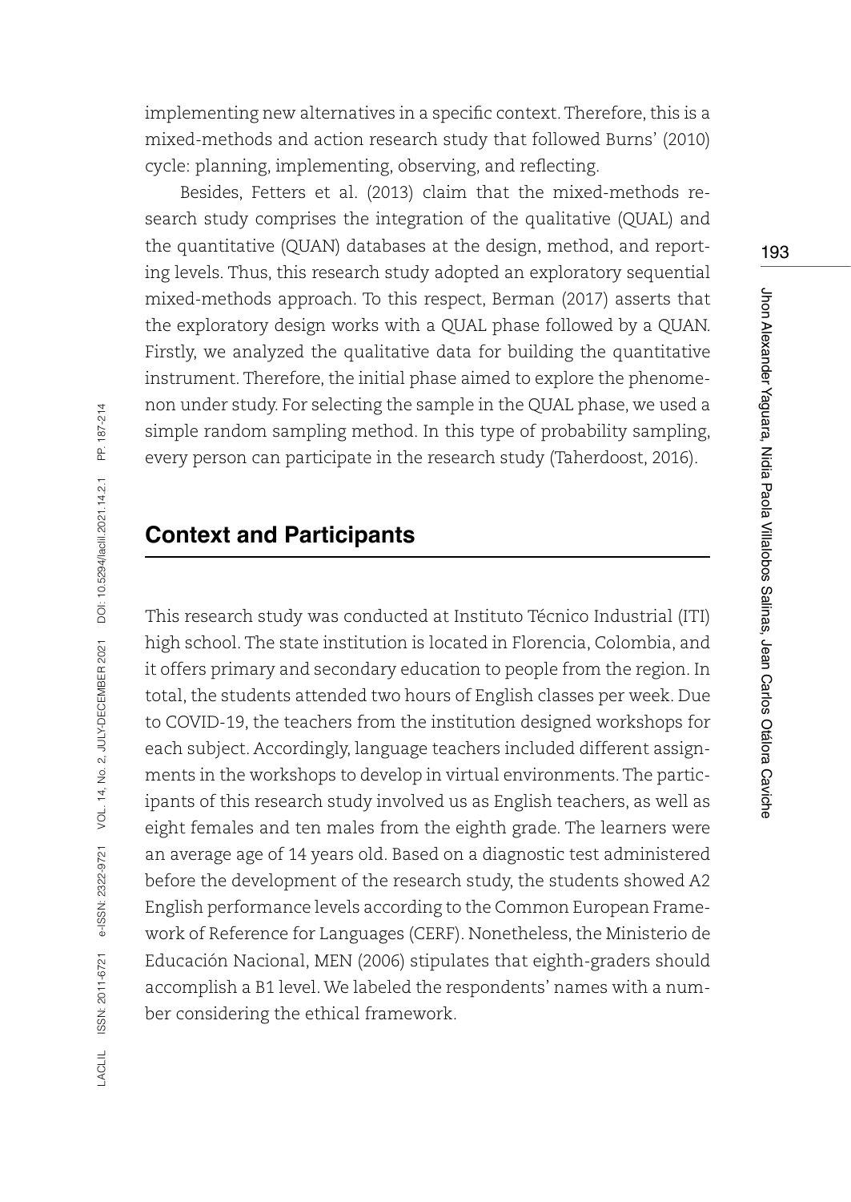implementing new alternatives in a specific context. Therefore, this is a mixed-methods and action research study that followed Burns' (2010) cycle: planning, implementing, observing, and reflecting.

Besides, Fetters et al. (2013) claim that the mixed-methods research study comprises the integration of the qualitative (QUAL) and the quantitative (QUAN) databases at the design, method, and reporting levels. Thus, this research study adopted an exploratory sequential mixed-methods approach. To this respect, Berman (2017) asserts that the exploratory design works with a QUAL phase followed by a QUAN. Firstly, we analyzed the qualitative data for building the quantitative instrument. Therefore, the initial phase aimed to explore the phenomenon under study. For selecting the sample in the QUAL phase, we used a simple random sampling method. In this type of probability sampling, every person can participate in the research study (Taherdoost, 2016).

## Context and Participants

This research study was conducted at Instituto Técnico Industrial (ITI) high school. The state institution is located in Florencia, Colombia, and it offers primary and secondary education to people from the region. In total, the students attended two hours of English classes per week. Due to COVID-19, the teachers from the institution designed workshops for each subject. Accordingly, language teachers included different assignments in the workshops to develop in virtual environments. The participants of this research study involved us as English teachers, as well as eight females and ten males from the eighth grade. The learners were an average age of 14 years old. Based on a diagnostic test administered before the development of the research study, the students showed A2 English performance levels according to the Common European Framework of Reference for Languages (CERF). Nonetheless, the Ministerio de Educación Nacional, MEN (2006) stipulates that eighth-graders should accomplish a B1 level. We labeled the respondents' names with a number considering the ethical framework.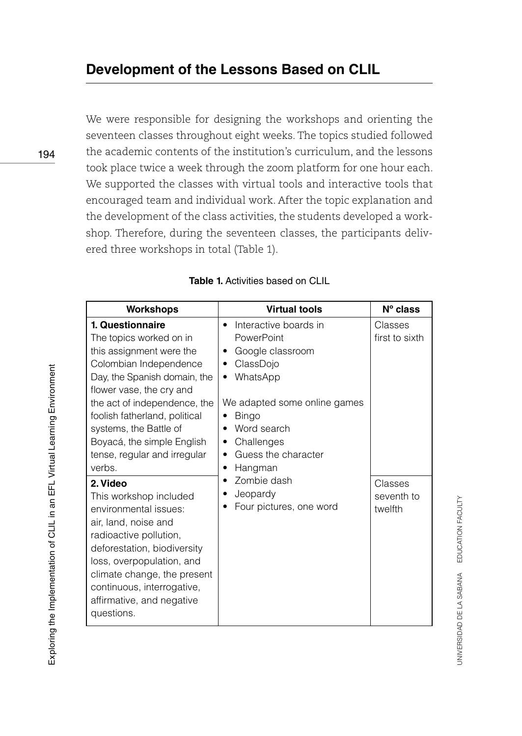## Development of the Lessons Based on CLIL

We were responsible for designing the workshops and orienting the seventeen classes throughout eight weeks. The topics studied followed the academic contents of the institution's curriculum, and the lessons took place twice a week through the zoom platform for one hour each. We supported the classes with virtual tools and interactive tools that encouraged team and individual work. After the topic explanation and the development of the class activities, the students developed a workshop. Therefore, during the seventeen classes, the participants delivered three workshops in total (Table 1).

**Table 1.** Activities based on CLIL

| Workshops | Virtual tools | N° class |
|---|---|---|
| **1. Questionnaire**<br>The topics worked on in this assignment were the Colombian Independence Day, the Spanish domain, the flower vase, the cry and the act of independence, the foolish fatherland, political systems, the Battle of Boyacá, the simple English tense, regular and irregular verbs. | • Interactive boards in PowerPoint<br>• Google classroom<br>• ClassDojo<br>• WhatsApp<br><br>We adapted some online games<br>• Bingo<br>• Word search<br>• Challenges<br>• Guess the character<br>• Hangman<br>• Zombie dash<br>• Jeopardy<br>• Four pictures, one word | Classes first to sixth |
| **2. Video**<br>This workshop included environmental issues: air, land, noise and radioactive pollution, deforestation, biodiversity loss, overpopulation, and climate change, the present continuous, interrogative, affirmative, and negative questions. | | Classes seventh to twelfth |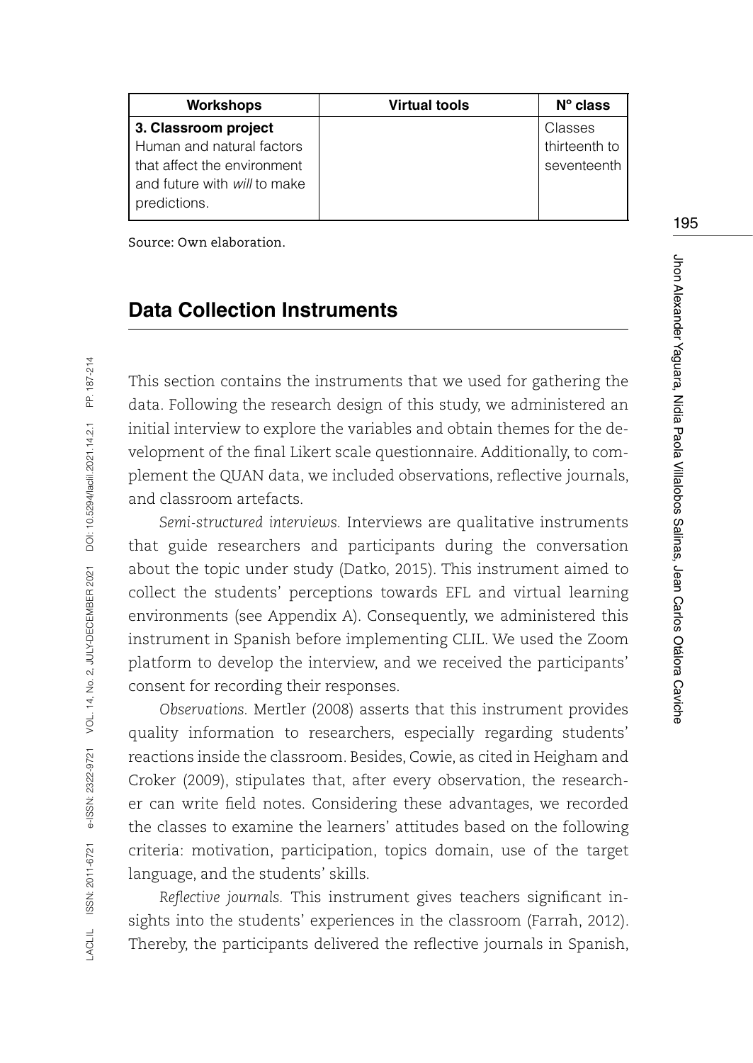| Workshops | Virtual tools | N° class |
|---|---|---|
| **3. Classroom project** Human and natural factors that affect the environment and future with *will* to make predictions. | | Classes thirteenth to seventeenth |

Source: Own elaboration.

## Data Collection Instruments

This section contains the instruments that we used for gathering the data. Following the research design of this study, we administered an initial interview to explore the variables and obtain themes for the development of the final Likert scale questionnaire. Additionally, to complement the QUAN data, we included observations, reflective journals, and classroom artefacts.

*Semi-structured interviews.* Interviews are qualitative instruments that guide researchers and participants during the conversation about the topic under study (Datko, 2015). This instrument aimed to collect the students' perceptions towards EFL and virtual learning environments (see Appendix A). Consequently, we administered this instrument in Spanish before implementing CLIL. We used the Zoom platform to develop the interview, and we received the participants' consent for recording their responses.

*Observations.* Mertler (2008) asserts that this instrument provides quality information to researchers, especially regarding students' reactions inside the classroom. Besides, Cowie, as cited in Heigham and Croker (2009), stipulates that, after every observation, the researcher can write field notes. Considering these advantages, we recorded the classes to examine the learners' attitudes based on the following criteria: motivation, participation, topics domain, use of the target language, and the students' skills.

*Reflective journals.* This instrument gives teachers significant insights into the students' experiences in the classroom (Farrah, 2012). Thereby, the participants delivered the reflective journals in Spanish,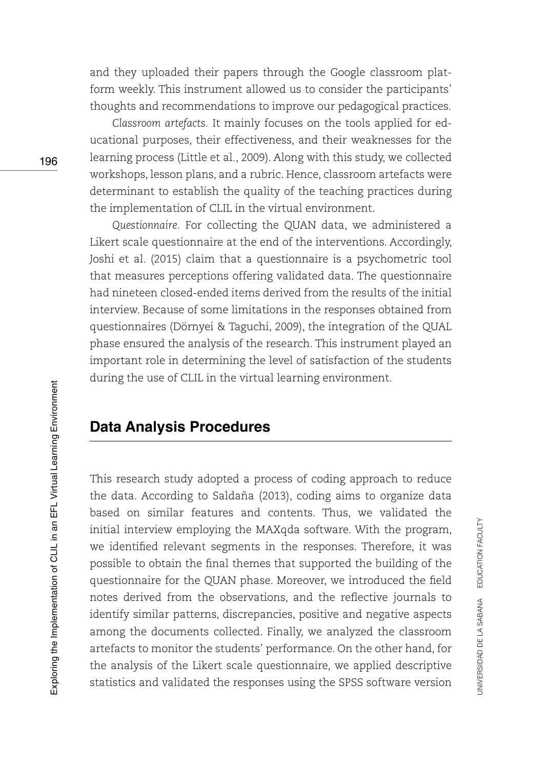and they uploaded their papers through the Google classroom platform weekly. This instrument allowed us to consider the participants' thoughts and recommendations to improve our pedagogical practices.

*Classroom artefacts*. It mainly focuses on the tools applied for educational purposes, their effectiveness, and their weaknesses for the learning process (Little et al., 2009). Along with this study, we collected workshops, lesson plans, and a rubric. Hence, classroom artefacts were determinant to establish the quality of the teaching practices during the implementation of CLIL in the virtual environment.

*Questionnaire*. For collecting the QUAN data, we administered a Likert scale questionnaire at the end of the interventions. Accordingly, Joshi et al. (2015) claim that a questionnaire is a psychometric tool that measures perceptions offering validated data. The questionnaire had nineteen closed-ended items derived from the results of the initial interview. Because of some limitations in the responses obtained from questionnaires (Dörnyei & Taguchi, 2009), the integration of the QUAL phase ensured the analysis of the research. This instrument played an important role in determining the level of satisfaction of the students during the use of CLIL in the virtual learning environment.

## Data Analysis Procedures

This research study adopted a process of coding approach to reduce the data. According to Saldaña (2013), coding aims to organize data based on similar features and contents. Thus, we validated the initial interview employing the MAXqda software. With the program, we identified relevant segments in the responses. Therefore, it was possible to obtain the final themes that supported the building of the questionnaire for the QUAN phase. Moreover, we introduced the field notes derived from the observations, and the reflective journals to identify similar patterns, discrepancies, positive and negative aspects among the documents collected. Finally, we analyzed the classroom artefacts to monitor the students' performance. On the other hand, for the analysis of the Likert scale questionnaire, we applied descriptive statistics and validated the responses using the SPSS software version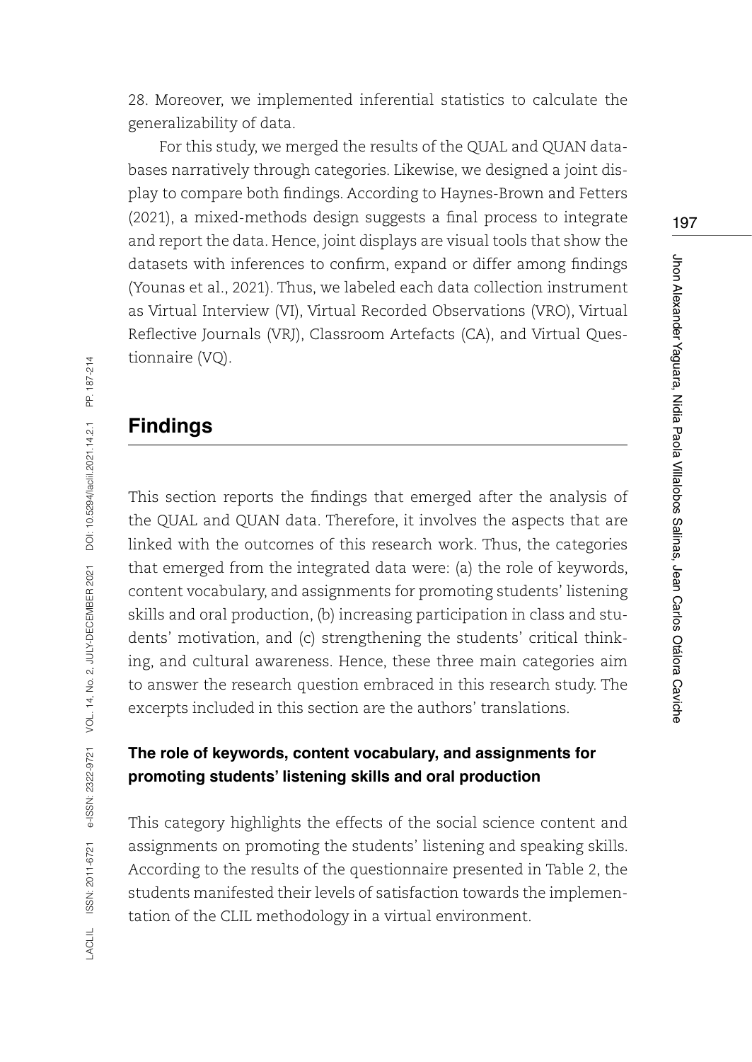28. Moreover, we implemented inferential statistics to calculate the generalizability of data.

For this study, we merged the results of the QUAL and QUAN databases narratively through categories. Likewise, we designed a joint display to compare both findings. According to Haynes-Brown and Fetters (2021), a mixed-methods design suggests a final process to integrate and report the data. Hence, joint displays are visual tools that show the datasets with inferences to confirm, expand or differ among findings (Younas et al., 2021). Thus, we labeled each data collection instrument as Virtual Interview (VI), Virtual Recorded Observations (VRO), Virtual Reflective Journals (VRJ), Classroom Artefacts (CA), and Virtual Questionnaire (VQ).

## Findings

This section reports the findings that emerged after the analysis of the QUAL and QUAN data. Therefore, it involves the aspects that are linked with the outcomes of this research work. Thus, the categories that emerged from the integrated data were: (a) the role of keywords, content vocabulary, and assignments for promoting students' listening skills and oral production, (b) increasing participation in class and students' motivation, and (c) strengthening the students' critical thinking, and cultural awareness. Hence, these three main categories aim to answer the research question embraced in this research study. The excerpts included in this section are the authors' translations.

### The role of keywords, content vocabulary, and assignments for promoting students' listening skills and oral production

This category highlights the effects of the social science content and assignments on promoting the students' listening and speaking skills. According to the results of the questionnaire presented in Table 2, the students manifested their levels of satisfaction towards the implementation of the CLIL methodology in a virtual environment.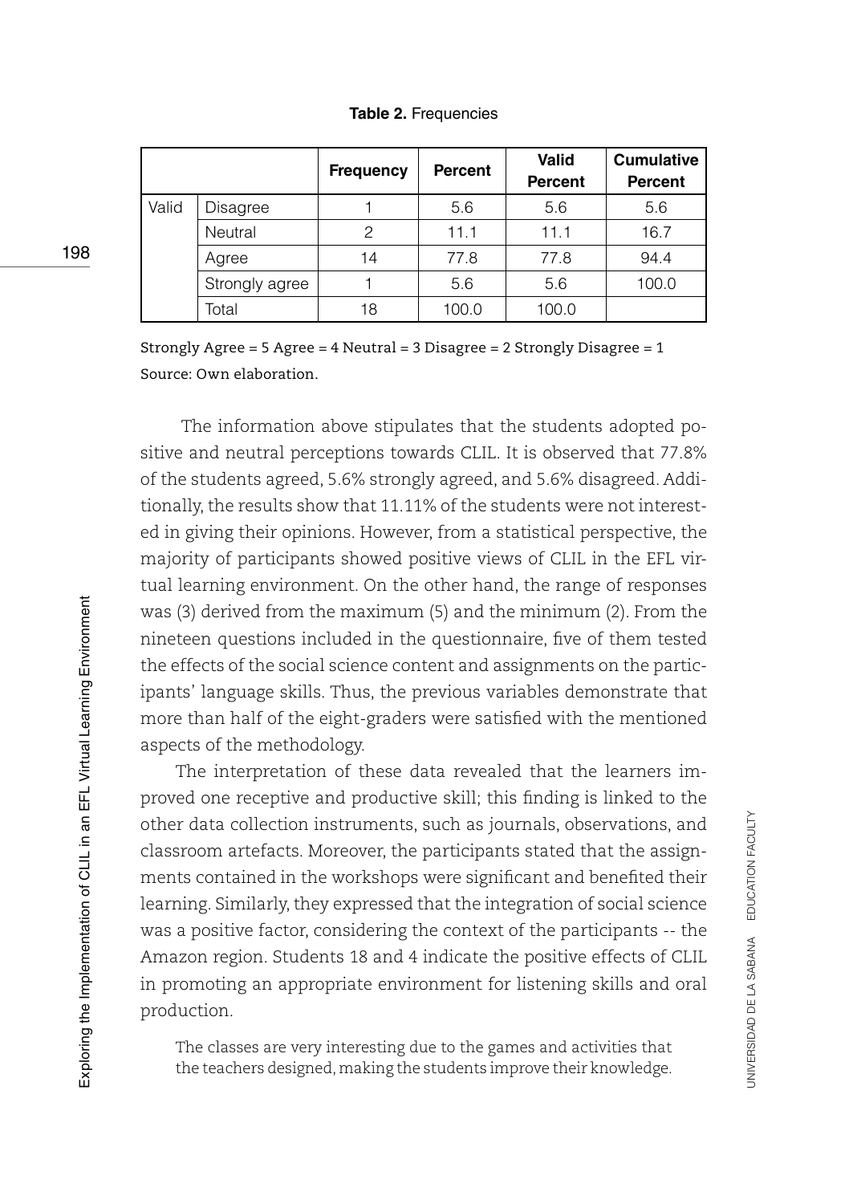**Table 2.** Frequencies

| | | Frequency | Percent | Valid Percent | Cumulative Percent |
|---|---|---|---|---|---|
| Valid | Disagree | 1 | 5.6 | 5.6 | 5.6 |
| | Neutral | 2 | 11.1 | 11.1 | 16.7 |
| | Agree | 14 | 77.8 | 77.8 | 94.4 |
| | Strongly agree | 1 | 5.6 | 5.6 | 100.0 |
| | Total | 18 | 100.0 | 100.0 | |

Strongly Agree = 5 Agree = 4 Neutral = 3 Disagree = 2 Strongly Disagree = 1
Source: Own elaboration.

The information above stipulates that the students adopted positive and neutral perceptions towards CLIL. It is observed that 77.8% of the students agreed, 5.6% strongly agreed, and 5.6% disagreed. Additionally, the results show that 11.11% of the students were not interested in giving their opinions. However, from a statistical perspective, the majority of participants showed positive views of CLIL in the EFL virtual learning environment. On the other hand, the range of responses was (3) derived from the maximum (5) and the minimum (2). From the nineteen questions included in the questionnaire, five of them tested the effects of the social science content and assignments on the participants' language skills. Thus, the previous variables demonstrate that more than half of the eight-graders were satisfied with the mentioned aspects of the methodology.

The interpretation of these data revealed that the learners improved one receptive and productive skill; this finding is linked to the other data collection instruments, such as journals, observations, and classroom artefacts. Moreover, the participants stated that the assignments contained in the workshops were significant and benefited their learning. Similarly, they expressed that the integration of social science was a positive factor, considering the context of the participants -- the Amazon region. Students 18 and 4 indicate the positive effects of CLIL in promoting an appropriate environment for listening skills and oral production.

> The classes are very interesting due to the games and activities that the teachers designed, making the students improve their knowledge.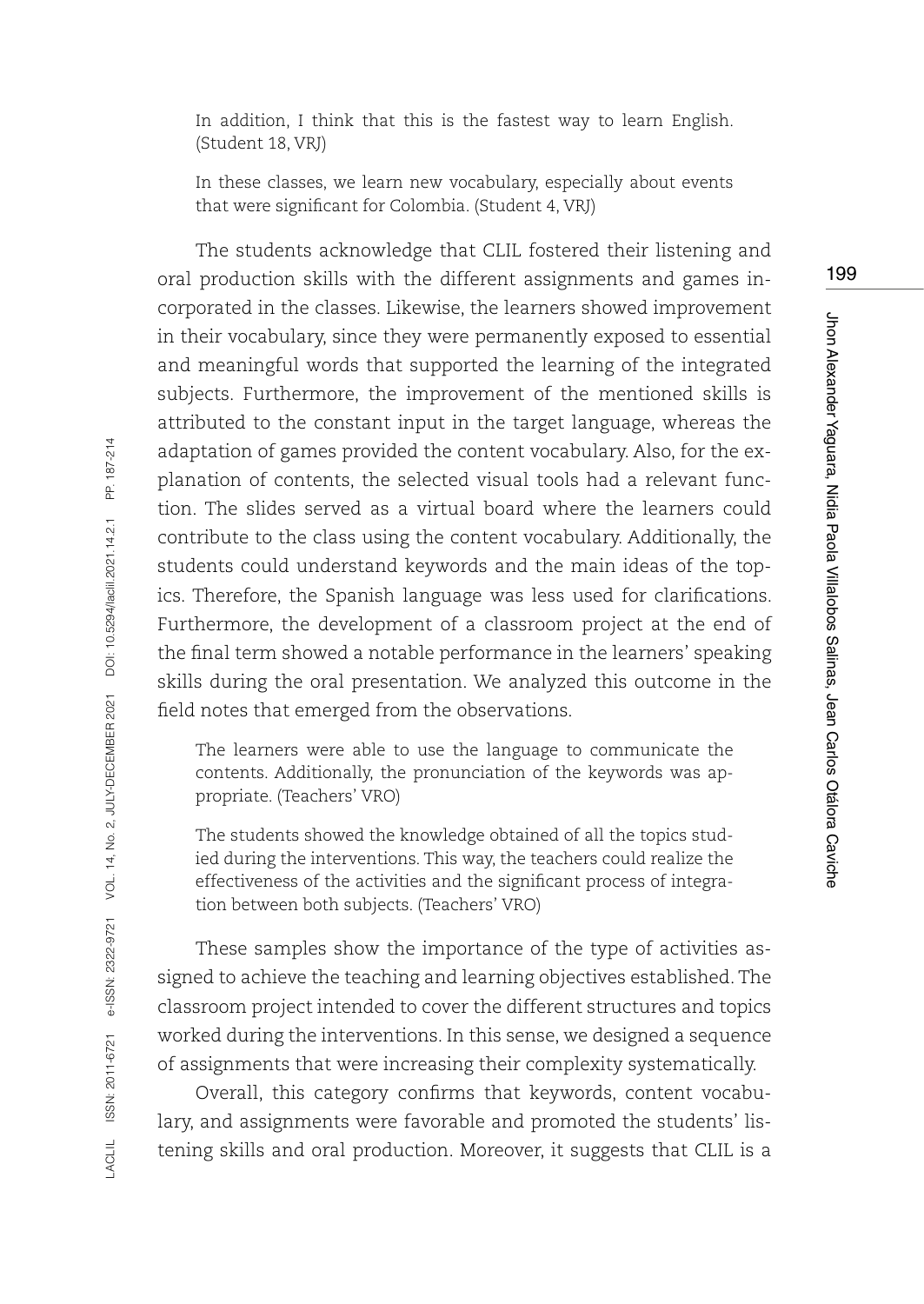> In addition, I think that this is the fastest way to learn English. (Student 18, VRJ)

> In these classes, we learn new vocabulary, especially about events that were significant for Colombia. (Student 4, VRJ)

The students acknowledge that CLIL fostered their listening and oral production skills with the different assignments and games incorporated in the classes. Likewise, the learners showed improvement in their vocabulary, since they were permanently exposed to essential and meaningful words that supported the learning of the integrated subjects. Furthermore, the improvement of the mentioned skills is attributed to the constant input in the target language, whereas the adaptation of games provided the content vocabulary. Also, for the explanation of contents, the selected visual tools had a relevant function. The slides served as a virtual board where the learners could contribute to the class using the content vocabulary. Additionally, the students could understand keywords and the main ideas of the topics. Therefore, the Spanish language was less used for clarifications. Furthermore, the development of a classroom project at the end of the final term showed a notable performance in the learners' speaking skills during the oral presentation. We analyzed this outcome in the field notes that emerged from the observations.

> The learners were able to use the language to communicate the contents. Additionally, the pronunciation of the keywords was appropriate. (Teachers' VRO)

> The students showed the knowledge obtained of all the topics studied during the interventions. This way, the teachers could realize the effectiveness of the activities and the significant process of integration between both subjects. (Teachers' VRO)

These samples show the importance of the type of activities assigned to achieve the teaching and learning objectives established. The classroom project intended to cover the different structures and topics worked during the interventions. In this sense, we designed a sequence of assignments that were increasing their complexity systematically.

Overall, this category confirms that keywords, content vocabulary, and assignments were favorable and promoted the students' listening skills and oral production. Moreover, it suggests that CLIL is a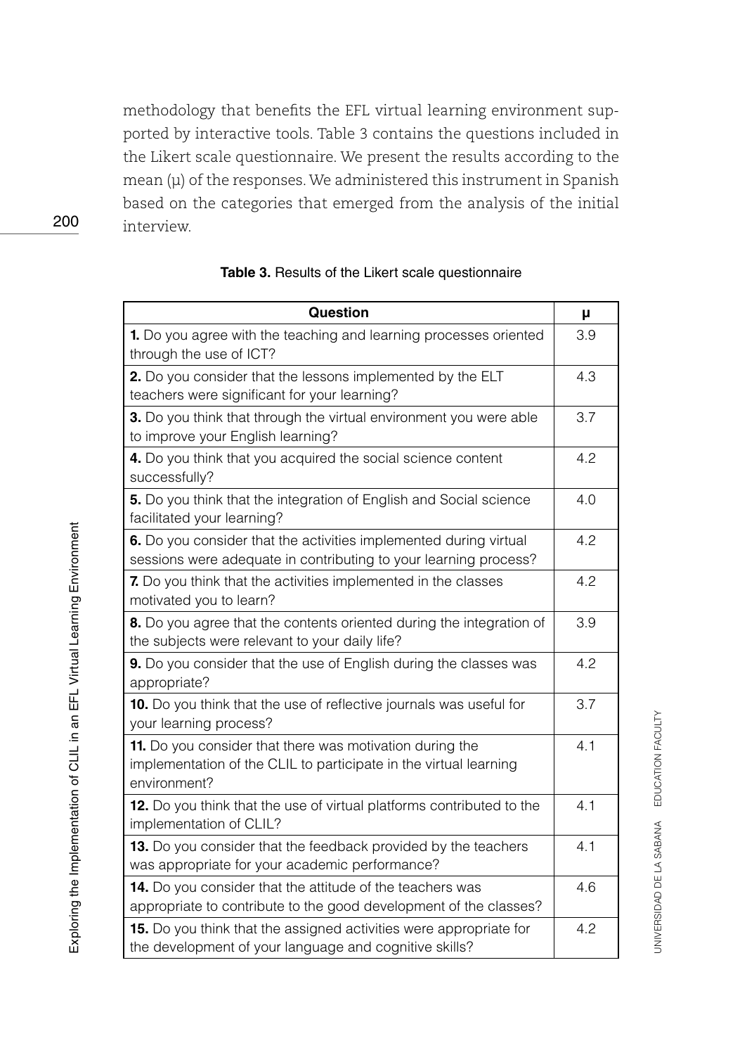methodology that benefits the EFL virtual learning environment supported by interactive tools. Table 3 contains the questions included in the Likert scale questionnaire. We present the results according to the mean (μ) of the responses. We administered this instrument in Spanish based on the categories that emerged from the analysis of the initial interview.

**Table 3.** Results of the Likert scale questionnaire

| Question | μ |
|---|---|
| **1.** Do you agree with the teaching and learning processes oriented through the use of ICT? | 3.9 |
| **2.** Do you consider that the lessons implemented by the ELT teachers were significant for your learning? | 4.3 |
| **3.** Do you think that through the virtual environment you were able to improve your English learning? | 3.7 |
| **4.** Do you think that you acquired the social science content successfully? | 4.2 |
| **5.** Do you think that the integration of English and Social science facilitated your learning? | 4.0 |
| **6.** Do you consider that the activities implemented during virtual sessions were adequate in contributing to your learning process? | 4.2 |
| **7.** Do you think that the activities implemented in the classes motivated you to learn? | 4.2 |
| **8.** Do you agree that the contents oriented during the integration of the subjects were relevant to your daily life? | 3.9 |
| **9.** Do you consider that the use of English during the classes was appropriate? | 4.2 |
| **10.** Do you think that the use of reflective journals was useful for your learning process? | 3.7 |
| **11.** Do you consider that there was motivation during the implementation of the CLIL to participate in the virtual learning environment? | 4.1 |
| **12.** Do you think that the use of virtual platforms contributed to the implementation of CLIL? | 4.1 |
| **13.** Do you consider that the feedback provided by the teachers was appropriate for your academic performance? | 4.1 |
| **14.** Do you consider that the attitude of the teachers was appropriate to contribute to the good development of the classes? | 4.6 |
| **15.** Do you think that the assigned activities were appropriate for the development of your language and cognitive skills? | 4.2 |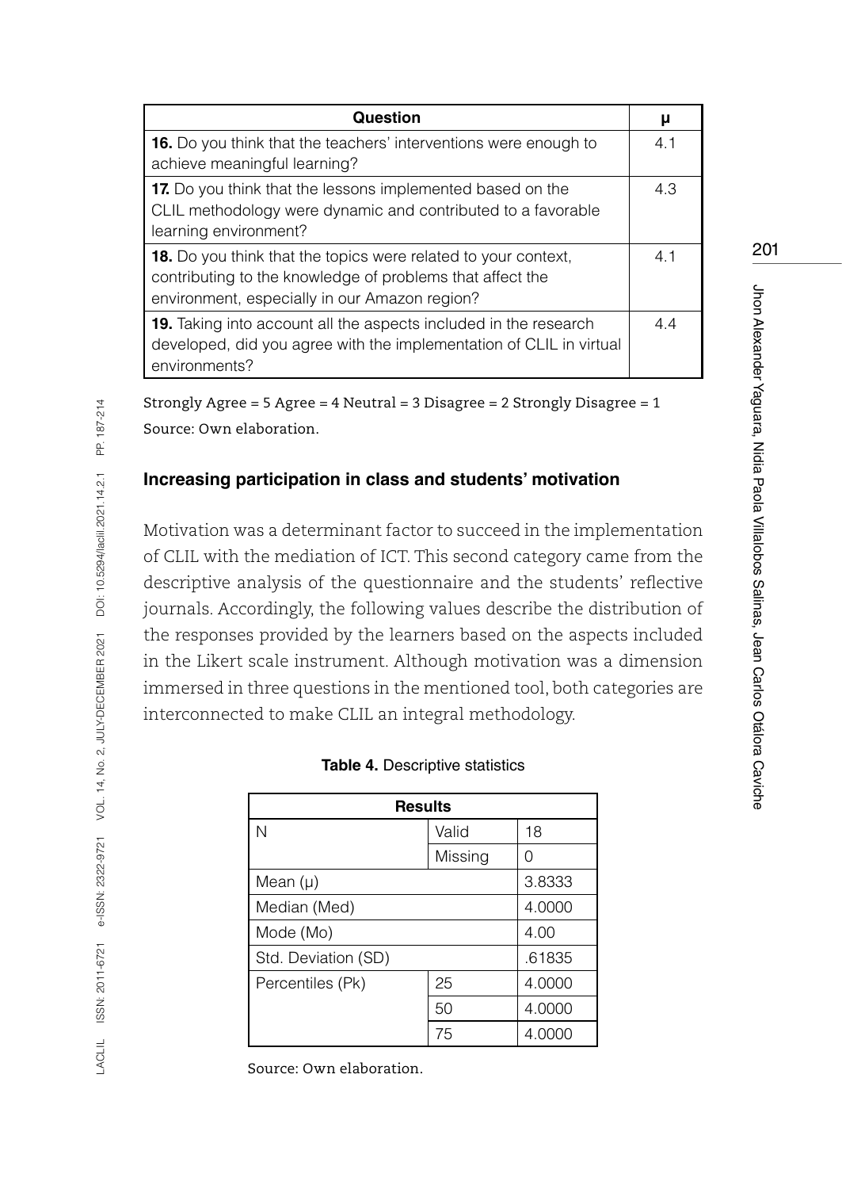| Question | μ |
|---|---|
| **16.** Do you think that the teachers' interventions were enough to achieve meaningful learning? | 4.1 |
| **17.** Do you think that the lessons implemented based on the CLIL methodology were dynamic and contributed to a favorable learning environment? | 4.3 |
| **18.** Do you think that the topics were related to your context, contributing to the knowledge of problems that affect the environment, especially in our Amazon region? | 4.1 |
| **19.** Taking into account all the aspects included in the research developed, did you agree with the implementation of CLIL in virtual environments? | 4.4 |

Strongly Agree = 5 Agree = 4 Neutral = 3 Disagree = 2 Strongly Disagree = 1

Source: Own elaboration.

### Increasing participation in class and students' motivation

Motivation was a determinant factor to succeed in the implementation of CLIL with the mediation of ICT. This second category came from the descriptive analysis of the questionnaire and the students' reflective journals. Accordingly, the following values describe the distribution of the responses provided by the learners based on the aspects included in the Likert scale instrument. Although motivation was a dimension immersed in three questions in the mentioned tool, both categories are interconnected to make CLIL an integral methodology.

**Table 4.** Descriptive statistics

| Results | | |
|---|---|---|
| N | Valid | 18 |
| | Missing | 0 |
| Mean (μ) | | 3.8333 |
| Median (Med) | | 4.0000 |
| Mode (Mo) | | 4.00 |
| Std. Deviation (SD) | | .61835 |
| Percentiles (Pk) | 25 | 4.0000 |
| | 50 | 4.0000 |
| | 75 | 4.0000 |

Source: Own elaboration.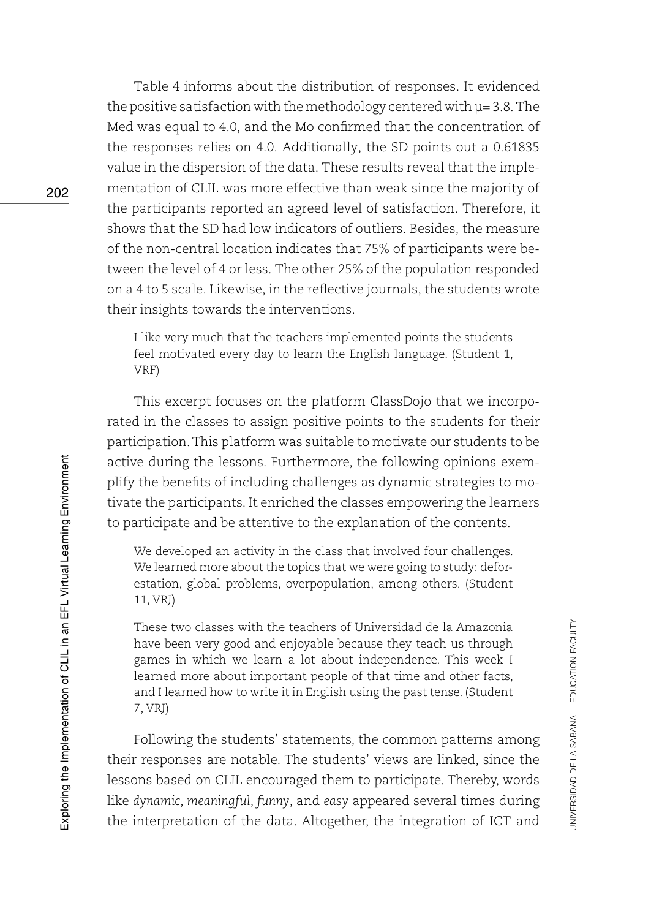Table 4 informs about the distribution of responses. It evidenced the positive satisfaction with the methodology centered with $\mu = 3.8$. The Med was equal to 4.0, and the Mo confirmed that the concentration of the responses relies on 4.0. Additionally, the SD points out a 0.61835 value in the dispersion of the data. These results reveal that the implementation of CLIL was more effective than weak since the majority of the participants reported an agreed level of satisfaction. Therefore, it shows that the SD had low indicators of outliers. Besides, the measure of the non-central location indicates that 75% of participants were between the level of 4 or less. The other 25% of the population responded on a 4 to 5 scale. Likewise, in the reflective journals, the students wrote their insights towards the interventions.

> I like very much that the teachers implemented points the students feel motivated every day to learn the English language. (Student 1, VRF)

This excerpt focuses on the platform ClassDojo that we incorporated in the classes to assign positive points to the students for their participation. This platform was suitable to motivate our students to be active during the lessons. Furthermore, the following opinions exemplify the benefits of including challenges as dynamic strategies to motivate the participants. It enriched the classes empowering the learners to participate and be attentive to the explanation of the contents.

> We developed an activity in the class that involved four challenges. We learned more about the topics that we were going to study: deforestation, global problems, overpopulation, among others. (Student 11, VRJ)

> These two classes with the teachers of Universidad de la Amazonia have been very good and enjoyable because they teach us through games in which we learn a lot about independence. This week I learned more about important people of that time and other facts, and I learned how to write it in English using the past tense. (Student 7, VRJ)

Following the students' statements, the common patterns among their responses are notable. The students' views are linked, since the lessons based on CLIL encouraged them to participate. Thereby, words like *dynamic*, *meaningful*, *funny*, and *easy* appeared several times during the interpretation of the data. Altogether, the integration of ICT and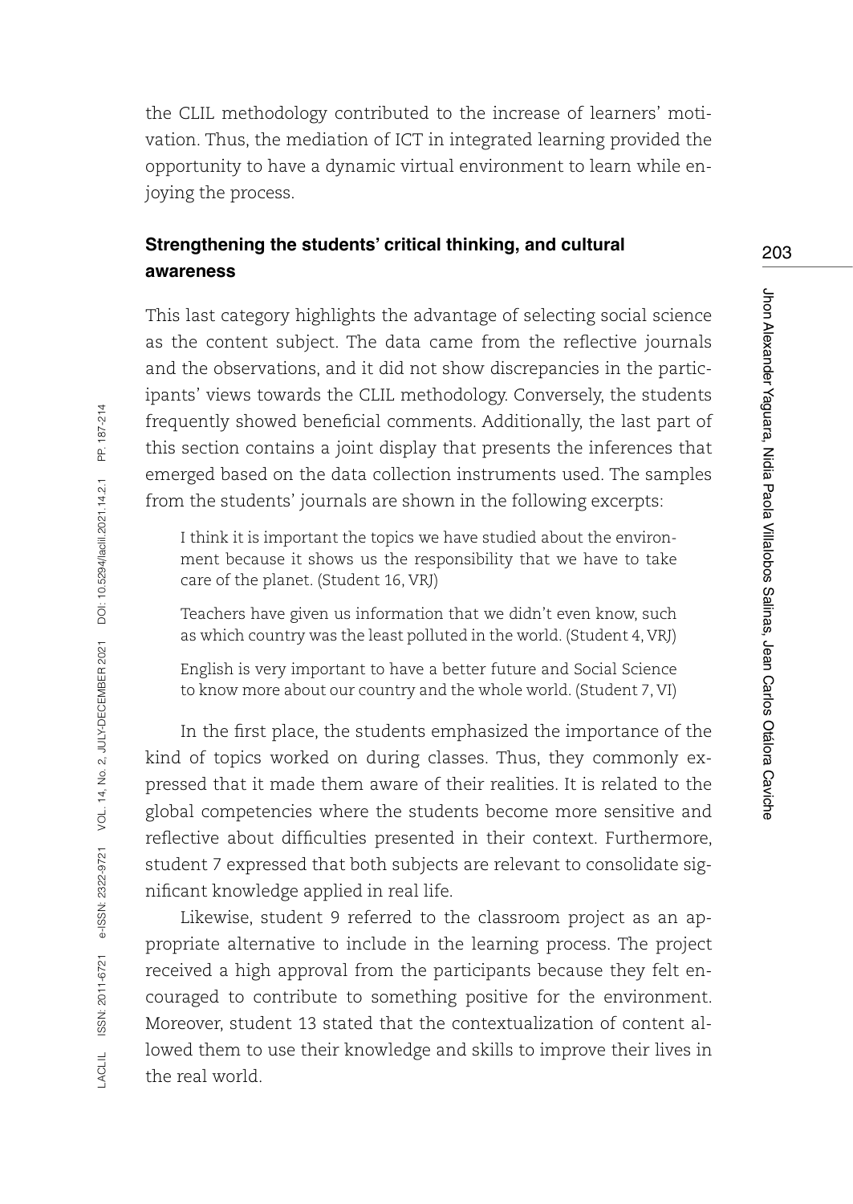the CLIL methodology contributed to the increase of learners' motivation. Thus, the mediation of ICT in integrated learning provided the opportunity to have a dynamic virtual environment to learn while enjoying the process.

### Strengthening the students' critical thinking, and cultural awareness

This last category highlights the advantage of selecting social science as the content subject. The data came from the reflective journals and the observations, and it did not show discrepancies in the participants' views towards the CLIL methodology. Conversely, the students frequently showed beneficial comments. Additionally, the last part of this section contains a joint display that presents the inferences that emerged based on the data collection instruments used. The samples from the students' journals are shown in the following excerpts:

> I think it is important the topics we have studied about the environment because it shows us the responsibility that we have to take care of the planet. (Student 16, VRJ)

> Teachers have given us information that we didn't even know, such as which country was the least polluted in the world. (Student 4, VRJ)

> English is very important to have a better future and Social Science to know more about our country and the whole world. (Student 7, VI)

In the first place, the students emphasized the importance of the kind of topics worked on during classes. Thus, they commonly expressed that it made them aware of their realities. It is related to the global competencies where the students become more sensitive and reflective about difficulties presented in their context. Furthermore, student 7 expressed that both subjects are relevant to consolidate significant knowledge applied in real life.

Likewise, student 9 referred to the classroom project as an appropriate alternative to include in the learning process. The project received a high approval from the participants because they felt encouraged to contribute to something positive for the environment. Moreover, student 13 stated that the contextualization of content allowed them to use their knowledge and skills to improve their lives in the real world.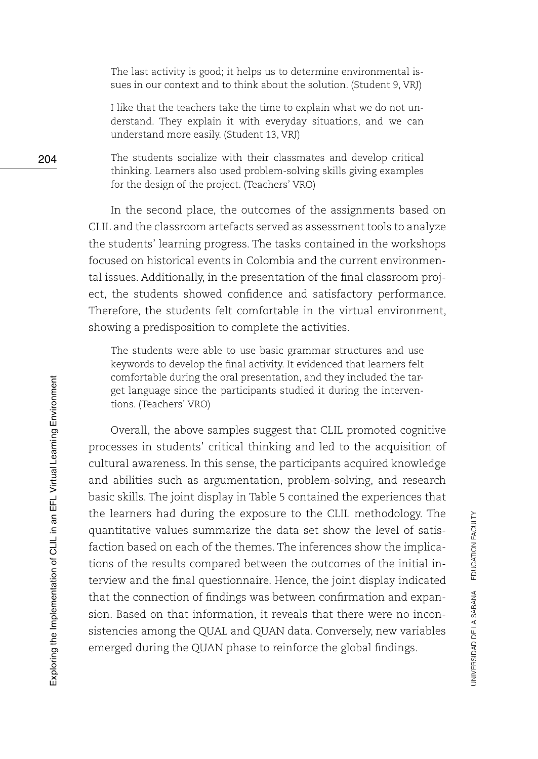> The last activity is good; it helps us to determine environmental issues in our context and to think about the solution. (Student 9, VRJ)

> I like that the teachers take the time to explain what we do not understand. They explain it with everyday situations, and we can understand more easily. (Student 13, VRJ)

> The students socialize with their classmates and develop critical thinking. Learners also used problem-solving skills giving examples for the design of the project. (Teachers' VRO)

In the second place, the outcomes of the assignments based on CLIL and the classroom artefacts served as assessment tools to analyze the students' learning progress. The tasks contained in the workshops focused on historical events in Colombia and the current environmental issues. Additionally, in the presentation of the final classroom project, the students showed confidence and satisfactory performance. Therefore, the students felt comfortable in the virtual environment, showing a predisposition to complete the activities.

> The students were able to use basic grammar structures and use keywords to develop the final activity. It evidenced that learners felt comfortable during the oral presentation, and they included the target language since the participants studied it during the interventions. (Teachers' VRO)

Overall, the above samples suggest that CLIL promoted cognitive processes in students' critical thinking and led to the acquisition of cultural awareness. In this sense, the participants acquired knowledge and abilities such as argumentation, problem-solving, and research basic skills. The joint display in Table 5 contained the experiences that the learners had during the exposure to the CLIL methodology. The quantitative values summarize the data set show the level of satisfaction based on each of the themes. The inferences show the implications of the results compared between the outcomes of the initial interview and the final questionnaire. Hence, the joint display indicated that the connection of findings was between confirmation and expansion. Based on that information, it reveals that there were no inconsistencies among the QUAL and QUAN data. Conversely, new variables emerged during the QUAN phase to reinforce the global findings.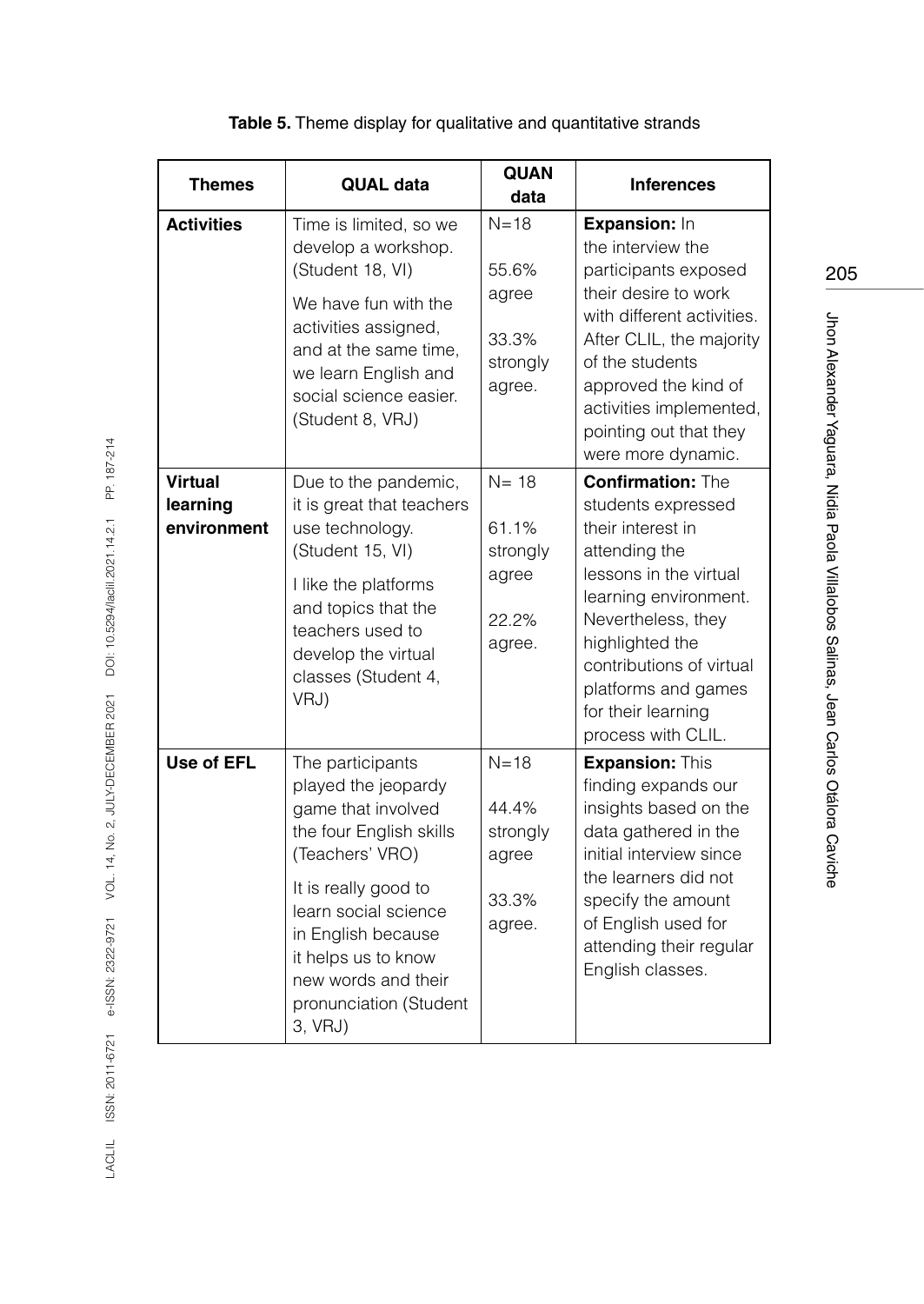**Table 5.** Theme display for qualitative and quantitative strands

| Themes | QUAL data | QUAN data | Inferences |
|---|---|---|---|
| **Activities** | Time is limited, so we develop a workshop. (Student 18, VI) We have fun with the activities assigned, and at the same time, we learn English and social science easier. (Student 8, VRJ) | N=18 55.6% agree 33.3% strongly agree. | **Expansion:** In the interview the participants exposed their desire to work with different activities. After CLIL, the majority of the students approved the kind of activities implemented, pointing out that they were more dynamic. |
| **Virtual learning environment** | Due to the pandemic, it is great that teachers use technology. (Student 15, VI) I like the platforms and topics that the teachers used to develop the virtual classes (Student 4, VRJ) | N= 18 61.1% strongly agree 22.2% agree. | **Confirmation:** The students expressed their interest in attending the lessons in the virtual learning environment. Nevertheless, they highlighted the contributions of virtual platforms and games for their learning process with CLIL. |
| **Use of EFL** | The participants played the jeopardy game that involved the four English skills (Teachers' VRO) It is really good to learn social science in English because it helps us to know new words and their pronunciation (Student 3, VRJ) | N=18 44.4% strongly agree 33.3% agree. | **Expansion:** This finding expands our insights based on the data gathered in the initial interview since the learners did not specify the amount of English used for attending their regular English classes. |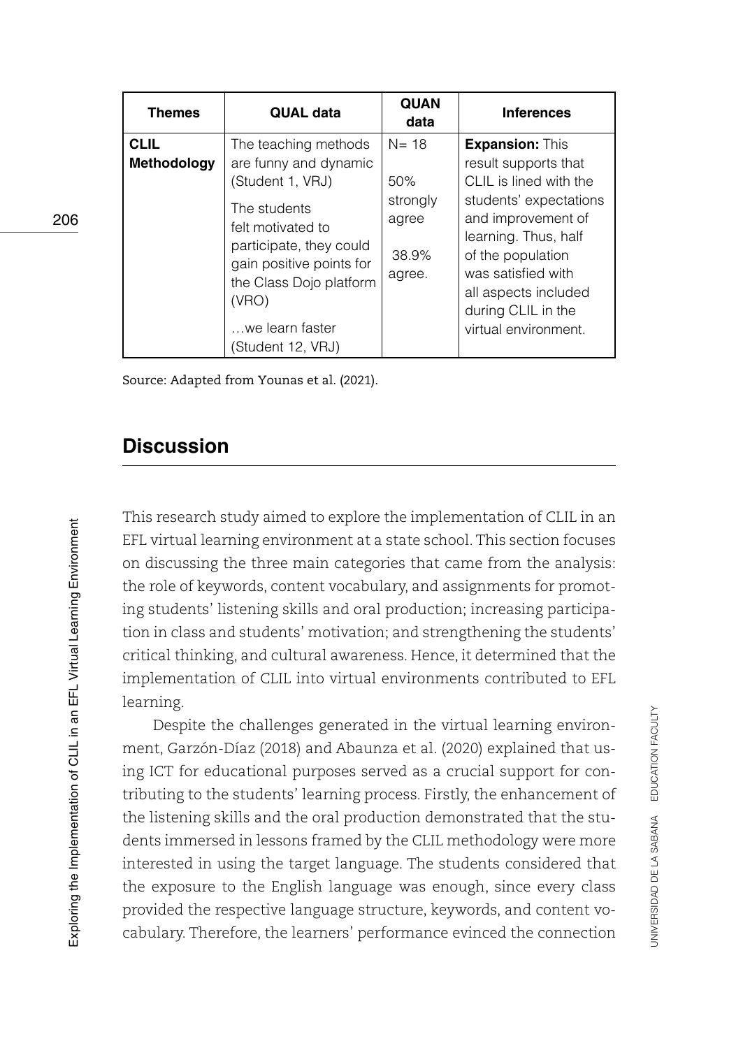| Themes | QUAL data | QUAN data | Inferences |
|---|---|---|---|
| **CLIL Methodology** | The teaching methods are funny and dynamic (Student 1, VRJ)<br>The students felt motivated to participate, they could gain positive points for the Class Dojo platform (VRO)<br>…we learn faster (Student 12, VRJ) | N= 18<br>50% strongly agree<br>38.9% agree. | **Expansion:** This result supports that CLIL is lined with the students' expectations and improvement of learning. Thus, half of the population was satisfied with all aspects included during CLIL in the virtual environment. |

Source: Adapted from Younas et al. (2021).

## Discussion

This research study aimed to explore the implementation of CLIL in an EFL virtual learning environment at a state school. This section focuses on discussing the three main categories that came from the analysis: the role of keywords, content vocabulary, and assignments for promoting students' listening skills and oral production; increasing participation in class and students' motivation; and strengthening the students' critical thinking, and cultural awareness. Hence, it determined that the implementation of CLIL into virtual environments contributed to EFL learning.

Despite the challenges generated in the virtual learning environment, Garzón-Díaz (2018) and Abaunza et al. (2020) explained that using ICT for educational purposes served as a crucial support for contributing to the students' learning process. Firstly, the enhancement of the listening skills and the oral production demonstrated that the students immersed in lessons framed by the CLIL methodology were more interested in using the target language. The students considered that the exposure to the English language was enough, since every class provided the respective language structure, keywords, and content vocabulary. Therefore, the learners' performance evinced the connection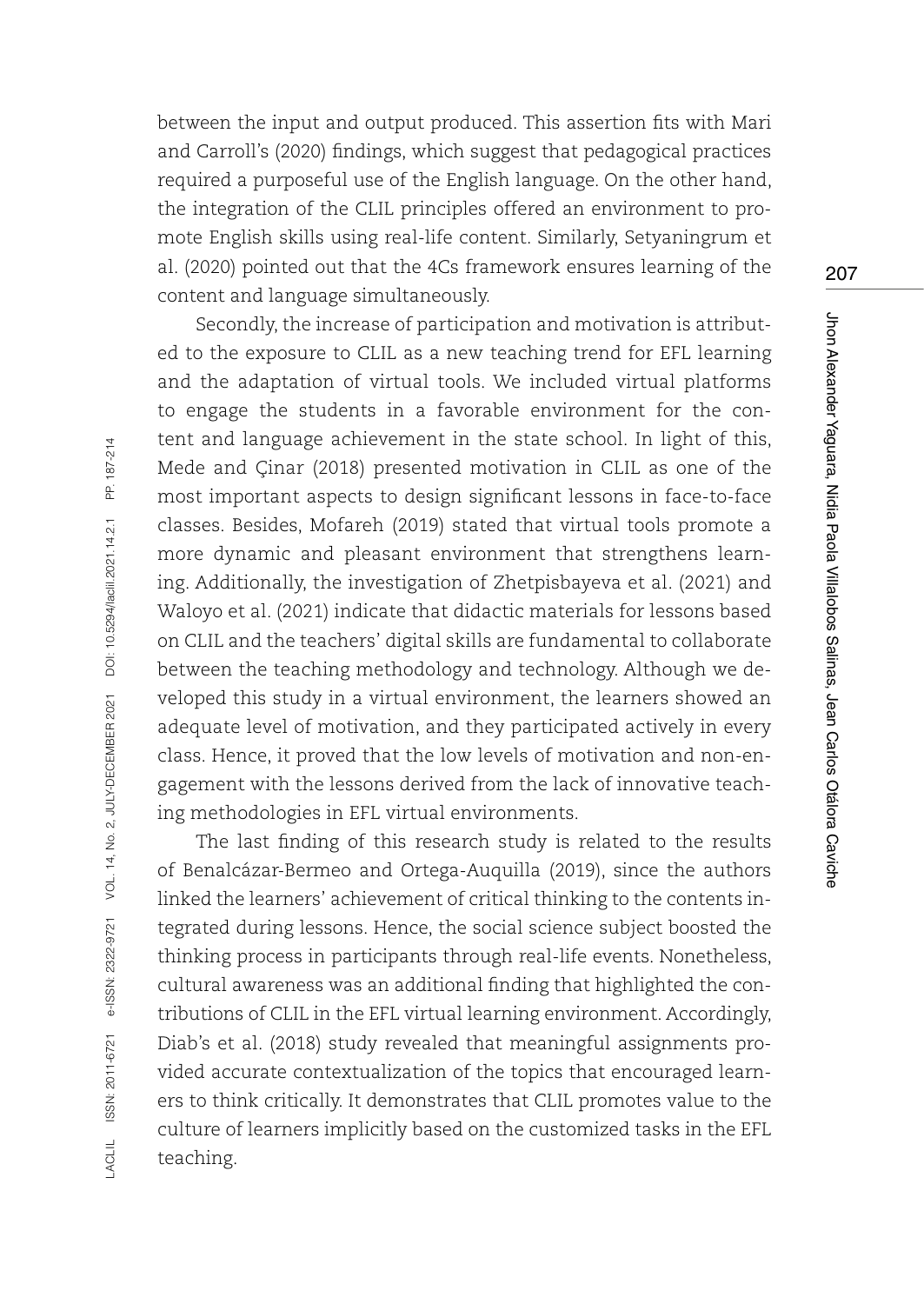between the input and output produced. This assertion fits with Mari and Carroll's (2020) findings, which suggest that pedagogical practices required a purposeful use of the English language. On the other hand, the integration of the CLIL principles offered an environment to promote English skills using real-life content. Similarly, Setyaningrum et al. (2020) pointed out that the 4Cs framework ensures learning of the content and language simultaneously.

Secondly, the increase of participation and motivation is attributed to the exposure to CLIL as a new teaching trend for EFL learning and the adaptation of virtual tools. We included virtual platforms to engage the students in a favorable environment for the content and language achievement in the state school. In light of this, Mede and Çinar (2018) presented motivation in CLIL as one of the most important aspects to design significant lessons in face-to-face classes. Besides, Mofareh (2019) stated that virtual tools promote a more dynamic and pleasant environment that strengthens learning. Additionally, the investigation of Zhetpisbayeva et al. (2021) and Waloyo et al. (2021) indicate that didactic materials for lessons based on CLIL and the teachers' digital skills are fundamental to collaborate between the teaching methodology and technology. Although we developed this study in a virtual environment, the learners showed an adequate level of motivation, and they participated actively in every class. Hence, it proved that the low levels of motivation and non-engagement with the lessons derived from the lack of innovative teaching methodologies in EFL virtual environments.

The last finding of this research study is related to the results of Benalcázar-Bermeo and Ortega-Auquilla (2019), since the authors linked the learners' achievement of critical thinking to the contents integrated during lessons. Hence, the social science subject boosted the thinking process in participants through real-life events. Nonetheless, cultural awareness was an additional finding that highlighted the contributions of CLIL in the EFL virtual learning environment. Accordingly, Diab's et al. (2018) study revealed that meaningful assignments provided accurate contextualization of the topics that encouraged learners to think critically. It demonstrates that CLIL promotes value to the culture of learners implicitly based on the customized tasks in the EFL teaching.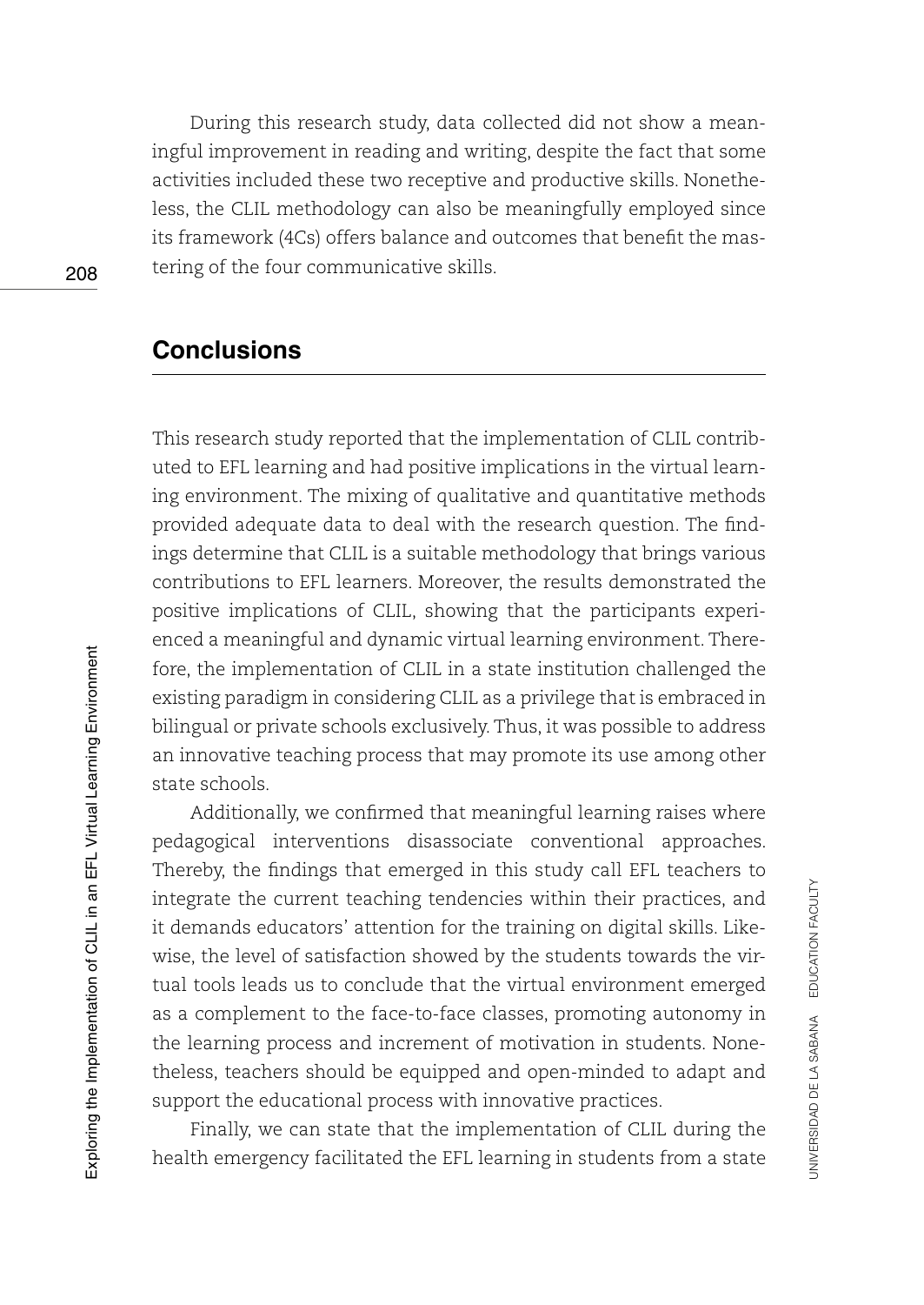During this research study, data collected did not show a meaningful improvement in reading and writing, despite the fact that some activities included these two receptive and productive skills. Nonetheless, the CLIL methodology can also be meaningfully employed since its framework (4Cs) offers balance and outcomes that benefit the mastering of the four communicative skills.

## Conclusions

This research study reported that the implementation of CLIL contributed to EFL learning and had positive implications in the virtual learning environment. The mixing of qualitative and quantitative methods provided adequate data to deal with the research question. The findings determine that CLIL is a suitable methodology that brings various contributions to EFL learners. Moreover, the results demonstrated the positive implications of CLIL, showing that the participants experienced a meaningful and dynamic virtual learning environment. Therefore, the implementation of CLIL in a state institution challenged the existing paradigm in considering CLIL as a privilege that is embraced in bilingual or private schools exclusively. Thus, it was possible to address an innovative teaching process that may promote its use among other state schools.

Additionally, we confirmed that meaningful learning raises where pedagogical interventions disassociate conventional approaches. Thereby, the findings that emerged in this study call EFL teachers to integrate the current teaching tendencies within their practices, and it demands educators' attention for the training on digital skills. Likewise, the level of satisfaction showed by the students towards the virtual tools leads us to conclude that the virtual environment emerged as a complement to the face-to-face classes, promoting autonomy in the learning process and increment of motivation in students. Nonetheless, teachers should be equipped and open-minded to adapt and support the educational process with innovative practices.

Finally, we can state that the implementation of CLIL during the health emergency facilitated the EFL learning in students from a state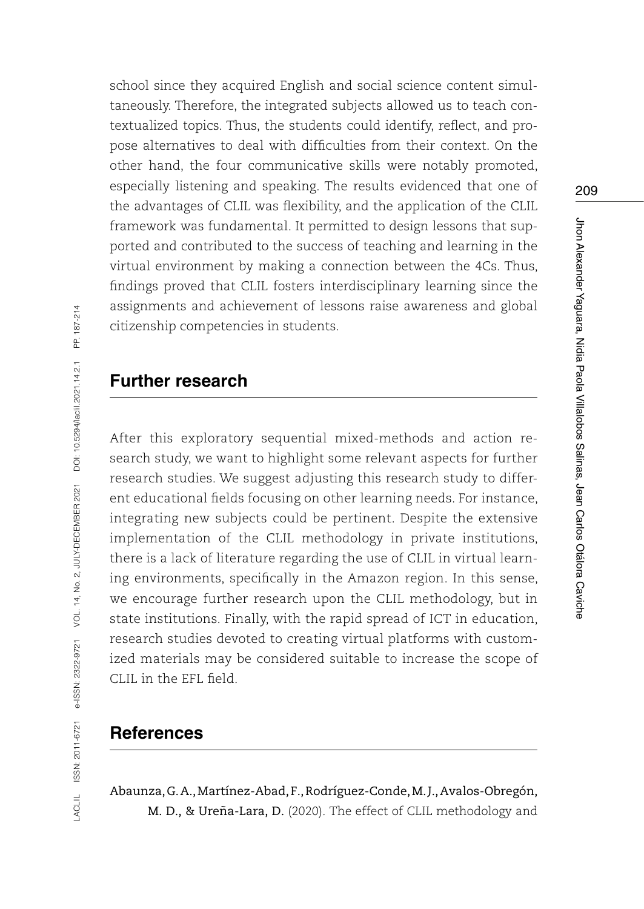school since they acquired English and social science content simultaneously. Therefore, the integrated subjects allowed us to teach contextualized topics. Thus, the students could identify, reflect, and propose alternatives to deal with difficulties from their context. On the other hand, the four communicative skills were notably promoted, especially listening and speaking. The results evidenced that one of the advantages of CLIL was flexibility, and the application of the CLIL framework was fundamental. It permitted to design lessons that supported and contributed to the success of teaching and learning in the virtual environment by making a connection between the 4Cs. Thus, findings proved that CLIL fosters interdisciplinary learning since the assignments and achievement of lessons raise awareness and global citizenship competencies in students.

## Further research

After this exploratory sequential mixed-methods and action research study, we want to highlight some relevant aspects for further research studies. We suggest adjusting this research study to different educational fields focusing on other learning needs. For instance, integrating new subjects could be pertinent. Despite the extensive implementation of the CLIL methodology in private institutions, there is a lack of literature regarding the use of CLIL in virtual learning environments, specifically in the Amazon region. In this sense, we encourage further research upon the CLIL methodology, but in state institutions. Finally, with the rapid spread of ICT in education, research studies devoted to creating virtual platforms with customized materials may be considered suitable to increase the scope of CLIL in the EFL field.

## References

Abaunza, G. A., Martínez-Abad, F., Rodríguez-Conde, M. J., Avalos-Obregón, M. D., & Ureña-Lara, D. (2020). The effect of CLIL methodology and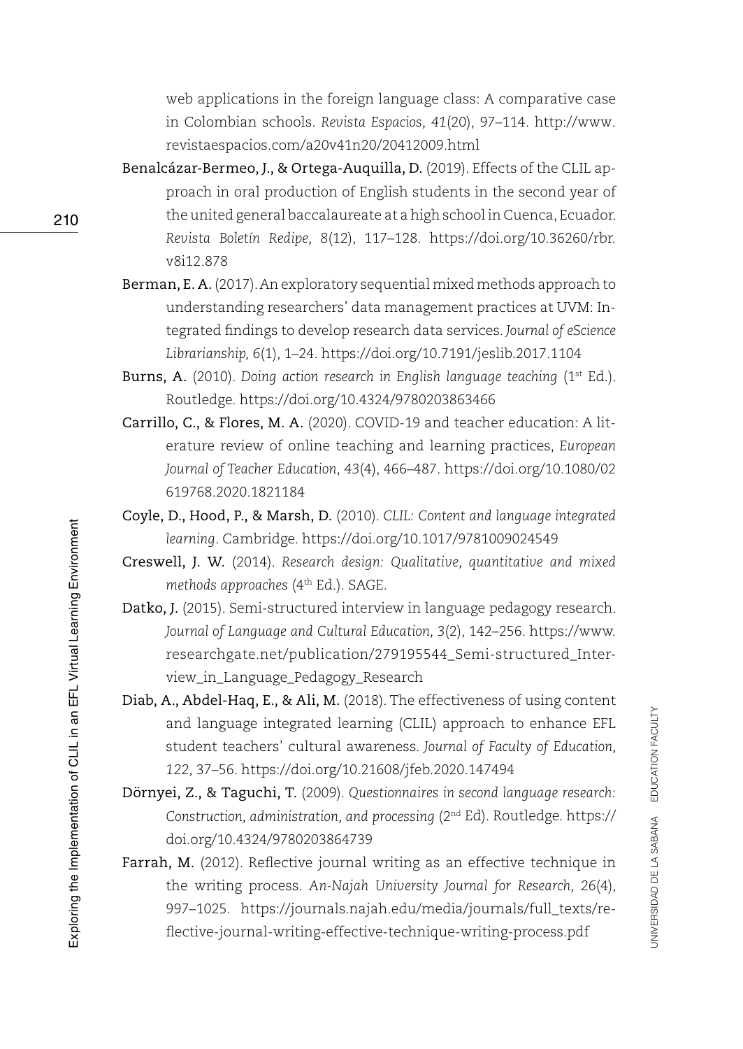web applications in the foreign language class: A comparative case in Colombian schools. *Revista Espacios, 41*(20), 97–114. http://www.revistaespacios.com/a20v41n20/20412009.html

**Benalcázar-Bermeo, J., & Ortega-Auquilla, D.** (2019). Effects of the CLIL approach in oral production of English students in the second year of the united general baccalaureate at a high school in Cuenca, Ecuador. *Revista Boletín Redipe, 8*(12), 117–128. https://doi.org/10.36260/rbr.v8i12.878

**Berman, E. A.** (2017). An exploratory sequential mixed methods approach to understanding researchers' data management practices at UVM: Integrated findings to develop research data services. *Journal of eScience Librarianship, 6*(1), 1–24. https://doi.org/10.7191/jeslib.2017.1104

**Burns, A.** (2010). *Doing action research in English language teaching* (1st Ed.). Routledge. https://doi.org/10.4324/9780203863466

**Carrillo, C., & Flores, M. A.** (2020). COVID-19 and teacher education: A literature review of online teaching and learning practices, *European Journal of Teacher Education*, *43*(4), 466–487. https://doi.org/10.1080/02619768.2020.1821184

**Coyle, D., Hood, P., & Marsh, D.** (2010). *CLIL: Content and language integrated learning*. Cambridge. https://doi.org/10.1017/9781009024549

**Creswell, J. W.** (2014). *Research design: Qualitative, quantitative and mixed methods approaches* (4th Ed.). SAGE.

**Datko, J.** (2015). Semi-structured interview in language pedagogy research. *Journal of Language and Cultural Education, 3*(2), 142–256. https://www.researchgate.net/publication/279195544_Semi-structured_Interview_in_Language_Pedagogy_Research

**Diab, A., Abdel-Haq, E., & Ali, M.** (2018). The effectiveness of using content and language integrated learning (CLIL) approach to enhance EFL student teachers' cultural awareness. *Journal of Faculty of Education, 122,* 37–56. https://doi.org/10.21608/jfeb.2020.147494

**Dörnyei, Z., & Taguchi, T.** (2009). *Questionnaires in second language research: Construction, administration, and processing* (2nd Ed). Routledge. https://doi.org/10.4324/9780203864739

**Farrah, M.** (2012). Reflective journal writing as an effective technique in the writing process. *An-Najah University Journal for Research,* 26(4), 997–1025. https://journals.najah.edu/media/journals/full_texts/reflective-journal-writing-effective-technique-writing-process.pdf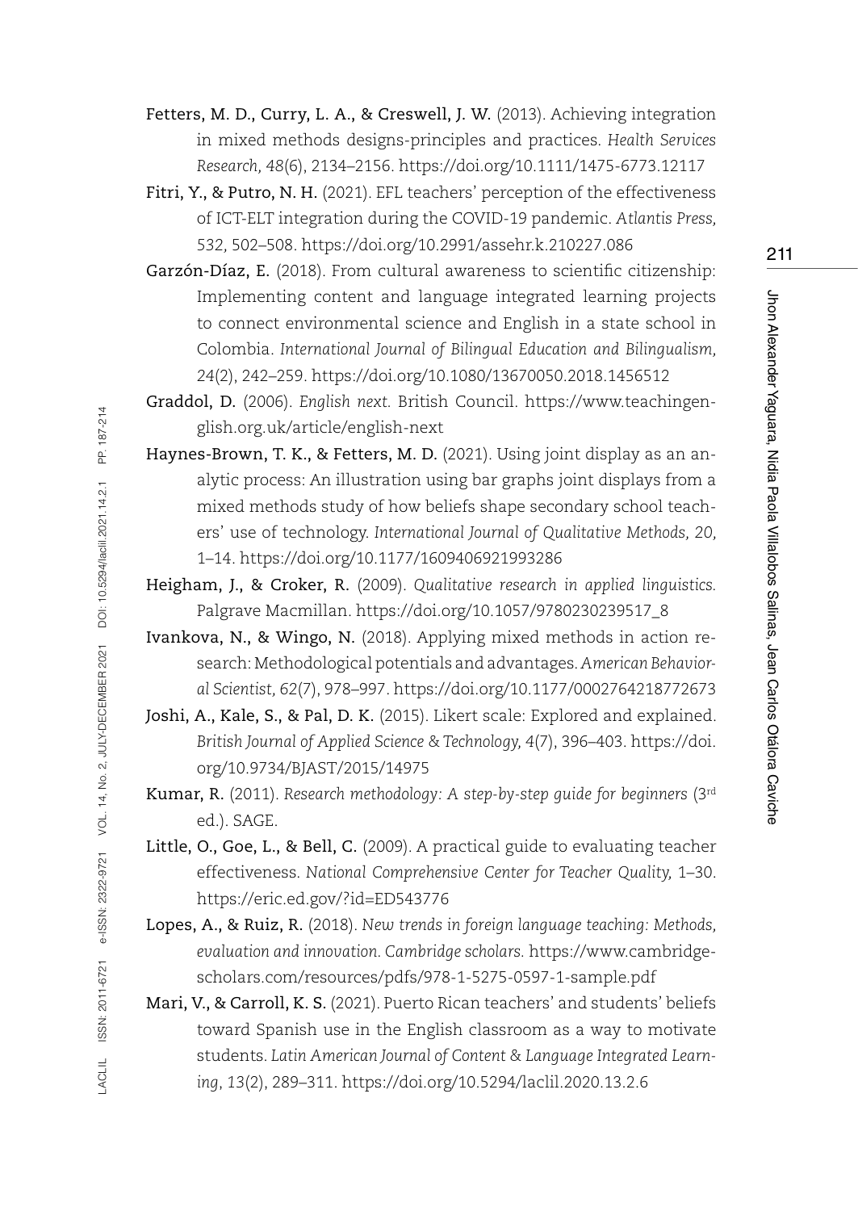**Fetters, M. D., Curry, L. A., & Creswell, J. W.** (2013). Achieving integration in mixed methods designs-principles and practices. *Health Services Research, 48*(6), 2134–2156. https://doi.org/10.1111/1475-6773.12117

**Fitri, Y., & Putro, N. H.** (2021). EFL teachers' perception of the effectiveness of ICT-ELT integration during the COVID-19 pandemic. *Atlantis Press, 532*, 502–508. https://doi.org/10.2991/assehr.k.210227.086

**Garzón-Díaz, E.** (2018). From cultural awareness to scientific citizenship: Implementing content and language integrated learning projects to connect environmental science and English in a state school in Colombia. *International Journal of Bilingual Education and Bilingualism, 24*(2), 242–259. https://doi.org/10.1080/13670050.2018.1456512

**Graddol, D.** (2006). *English next.* British Council. https://www.teachingenglish.org.uk/article/english-next

**Haynes-Brown, T. K., & Fetters, M. D.** (2021). Using joint display as an analytic process: An illustration using bar graphs joint displays from a mixed methods study of how beliefs shape secondary school teachers' use of technology. *International Journal of Qualitative Methods, 20*, 1–14. https://doi.org/10.1177/1609406921993286

**Heigham, J., & Croker, R.** (2009). *Qualitative research in applied linguistics.* Palgrave Macmillan. https://doi.org/10.1057/9780230239517_8

**Ivankova, N., & Wingo, N.** (2018). Applying mixed methods in action research: Methodological potentials and advantages. *American Behavioral Scientist, 62*(7), 978–997. https://doi.org/10.1177/0002764218772673

**Joshi, A., Kale, S., & Pal, D. K.** (2015). Likert scale: Explored and explained. *British Journal of Applied Science & Technology, 4*(7), 396–403. https://doi.org/10.9734/BJAST/2015/14975

**Kumar, R.** (2011). *Research methodology: A step-by-step guide for beginners* (3rd ed.). SAGE.

**Little, O., Goe, L., & Bell, C.** (2009). A practical guide to evaluating teacher effectiveness. *National Comprehensive Center for Teacher Quality,* 1–30. https://eric.ed.gov/?id=ED543776

**Lopes, A., & Ruiz, R.** (2018). *New trends in foreign language teaching: Methods, evaluation and innovation. Cambridge scholars.* https://www.cambridgescholars.com/resources/pdfs/978-1-5275-0597-1-sample.pdf

**Mari, V., & Carroll, K. S.** (2021). Puerto Rican teachers' and students' beliefs toward Spanish use in the English classroom as a way to motivate students. *Latin American Journal of Content & Language Integrated Learning, 13*(2), 289–311. https://doi.org/10.5294/laclil.2020.13.2.6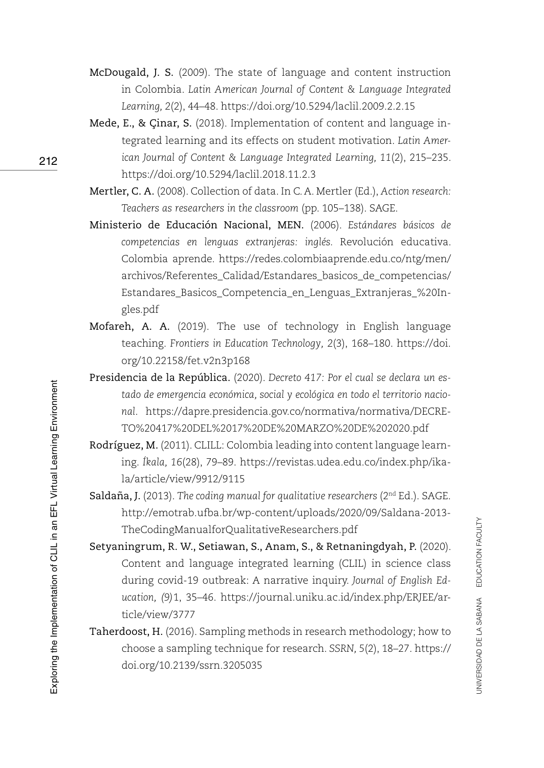**McDougald, J. S.** (2009). The state of language and content instruction in Colombia. *Latin American Journal of Content & Language Integrated Learning, 2*(2), 44–48. https://doi.org/10.5294/laclil.2009.2.2.15

**Mede, E., & Çinar, S.** (2018). Implementation of content and language integrated learning and its effects on student motivation. *Latin American Journal of Content & Language Integrated Learning, 11*(2), 215–235. https://doi.org/10.5294/laclil.2018.11.2.3

**Mertler, C. A.** (2008). Collection of data. In C. A. Mertler (Ed.), *Action research: Teachers as researchers in the classroom* (pp. 105–138). SAGE.

**Ministerio de Educación Nacional, MEN.** (2006). *Estándares básicos de competencias en lenguas extranjeras: inglés.* Revolución educativa. Colombia aprende. https://redes.colombiaaprende.edu.co/ntg/men/archivos/Referentes_Calidad/Estandares_basicos_de_competencias/Estandares_Basicos_Competencia_en_Lenguas_Extranjeras_%20Ingles.pdf

**Mofareh, A. A.** (2019). The use of technology in English language teaching. *Frontiers in Education Technology, 2*(3), 168–180. https://doi.org/10.22158/fet.v2n3p168

**Presidencia de la República.** (2020). *Decreto 417: Por el cual se declara un estado de emergencia económica, social y ecológica en todo el territorio nacional*. https://dapre.presidencia.gov.co/normativa/normativa/DECRETO%20417%20DEL%2017%20DE%20MARZO%20DE%202020.pdf

**Rodríguez, M.** (2011). CLILL: Colombia leading into content language learning. *Íkala, 16*(28), 79–89. https://revistas.udea.edu.co/index.php/ikala/article/view/9912/9115

**Saldaña, J.** (2013). *The coding manual for qualitative researchers* (2nd Ed.). SAGE. http://emotrab.ufba.br/wp-content/uploads/2020/09/Saldana-2013-TheCodingManualforQualitativeResearchers.pdf

**Setyaningrum, R. W., Setiawan, S., Anam, S., & Retnaningdyah, P.** (2020). Content and language integrated learning (CLIL) in science class during covid-19 outbreak: A narrative inquiry. *Journal of English Education, (9)*1, 35–46. https://journal.uniku.ac.id/index.php/ERJEE/article/view/3777

**Taherdoost, H.** (2016). Sampling methods in research methodology; how to choose a sampling technique for research. *SSRN,* 5(2), 18–27. https://doi.org/10.2139/ssrn.3205035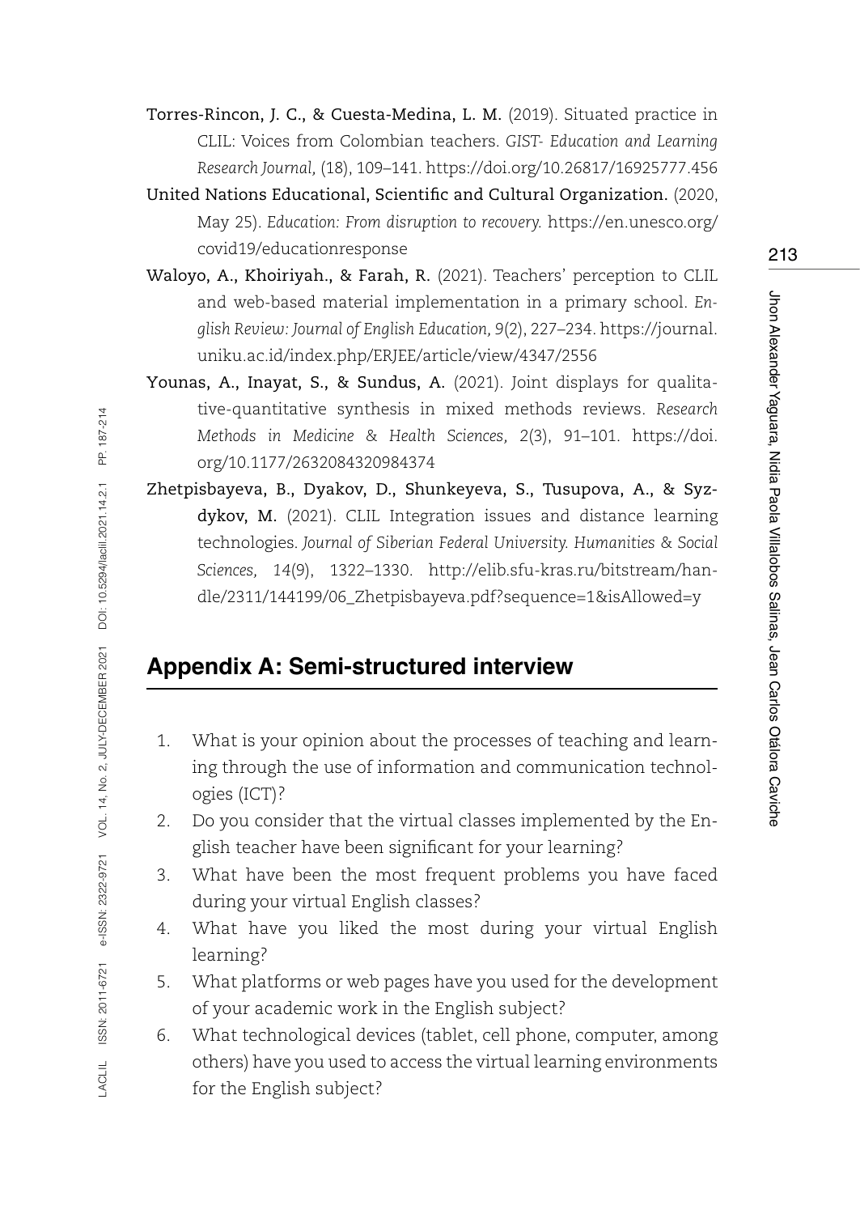**Torres-Rincon, J. C., & Cuesta-Medina, L. M.** (2019). Situated practice in CLIL: Voices from Colombian teachers. *GIST- Education and Learning Research Journal,* (18), 109–141. https://doi.org/10.26817/16925777.456

**United Nations Educational, Scientific and Cultural Organization.** (2020, May 25). *Education: From disruption to recovery.* https://en.unesco.org/covid19/educationresponse

**Waloyo, A., Khoiriyah., & Farah, R.** (2021). Teachers' perception to CLIL and web-based material implementation in a primary school. *English Review: Journal of English Education, 9*(2), 227–234. https://journal.uniku.ac.id/index.php/ERJEE/article/view/4347/2556

**Younas, A., Inayat, S., & Sundus, A.** (2021). Joint displays for qualitative-quantitative synthesis in mixed methods reviews. *Research Methods in Medicine & Health Sciences, 2*(3), 91–101. https://doi.org/10.1177/2632084320984374

**Zhetpisbayeva, B., Dyakov, D., Shunkeyeva, S., Tusupova, A., & Syzdykov, M.** (2021). CLIL Integration issues and distance learning technologies. *Journal of Siberian Federal University. Humanities & Social Sciences, 14*(9), 1322–1330. http://elib.sfu-kras.ru/bitstream/handle/2311/144199/06_Zhetpisbayeva.pdf?sequence=1&isAllowed=y

## Appendix A: Semi-structured interview

1. What is your opinion about the processes of teaching and learning through the use of information and communication technologies (ICT)?
2. Do you consider that the virtual classes implemented by the English teacher have been significant for your learning?
3. What have been the most frequent problems you have faced during your virtual English classes?
4. What have you liked the most during your virtual English learning?
5. What platforms or web pages have you used for the development of your academic work in the English subject?
6. What technological devices (tablet, cell phone, computer, among others) have you used to access the virtual learning environments for the English subject?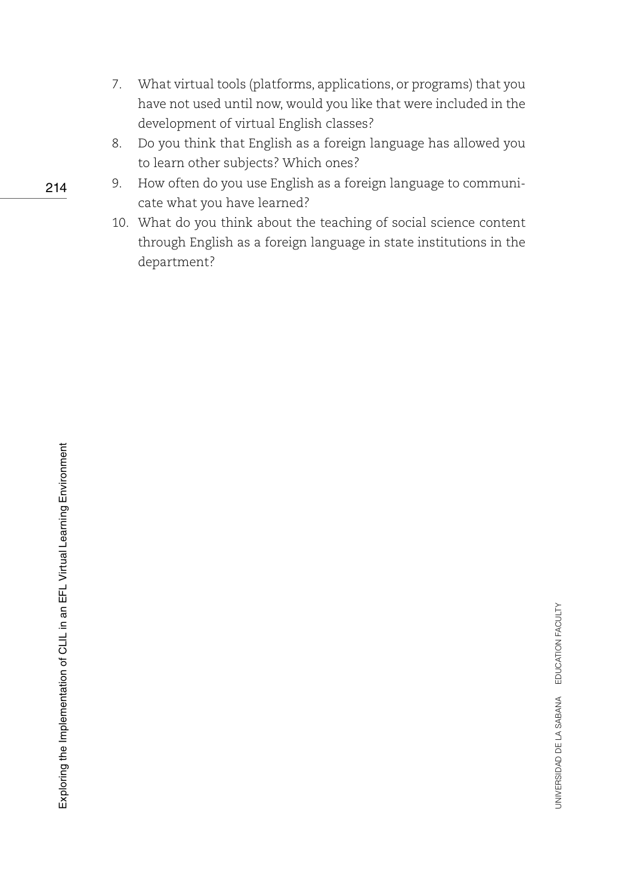7. What virtual tools (platforms, applications, or programs) that you have not used until now, would you like that were included in the development of virtual English classes?
8. Do you think that English as a foreign language has allowed you to learn other subjects? Which ones?
9. How often do you use English as a foreign language to communicate what you have learned?
10. What do you think about the teaching of social science content through English as a foreign language in state institutions in the department?